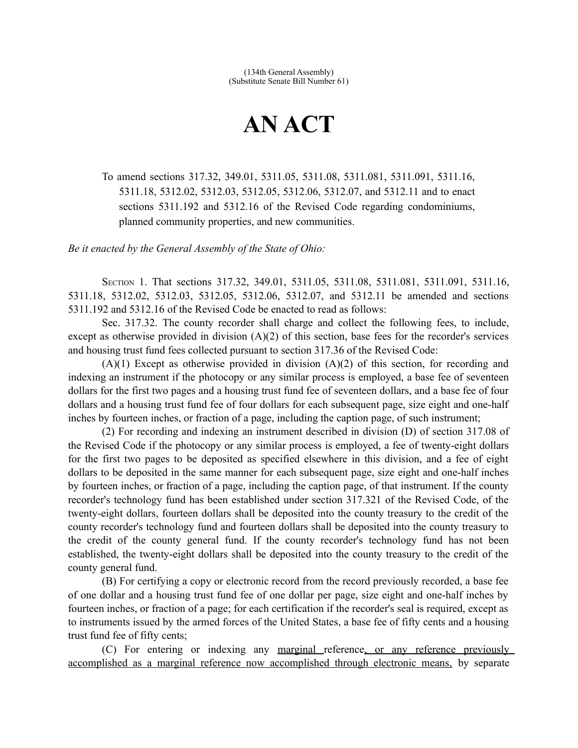(134th General Assembly)
(Substitute Senate Bill Number 61)

# AN ACT

To amend sections 317.32, 349.01, 5311.05, 5311.08, 5311.081, 5311.091, 5311.16, 5311.18, 5312.02, 5312.03, 5312.05, 5312.06, 5312.07, and 5312.11 and to enact sections 5311.192 and 5312.16 of the Revised Code regarding condominiums, planned community properties, and new communities.

*Be it enacted by the General Assembly of the State of Ohio:*

SECTION 1. That sections 317.32, 349.01, 5311.05, 5311.08, 5311.081, 5311.091, 5311.16, 5311.18, 5312.02, 5312.03, 5312.05, 5312.06, 5312.07, and 5312.11 be amended and sections 5311.192 and 5312.16 of the Revised Code be enacted to read as follows:

Sec. 317.32. The county recorder shall charge and collect the following fees, to include, except as otherwise provided in division (A)(2) of this section, base fees for the recorder's services and housing trust fund fees collected pursuant to section 317.36 of the Revised Code:

(A)(1) Except as otherwise provided in division (A)(2) of this section, for recording and indexing an instrument if the photocopy or any similar process is employed, a base fee of seventeen dollars for the first two pages and a housing trust fund fee of seventeen dollars, and a base fee of four dollars and a housing trust fund fee of four dollars for each subsequent page, size eight and one-half inches by fourteen inches, or fraction of a page, including the caption page, of such instrument;

(2) For recording and indexing an instrument described in division (D) of section 317.08 of the Revised Code if the photocopy or any similar process is employed, a fee of twenty-eight dollars for the first two pages to be deposited as specified elsewhere in this division, and a fee of eight dollars to be deposited in the same manner for each subsequent page, size eight and one-half inches by fourteen inches, or fraction of a page, including the caption page, of that instrument. If the county recorder's technology fund has been established under section 317.321 of the Revised Code, of the twenty-eight dollars, fourteen dollars shall be deposited into the county treasury to the credit of the county recorder's technology fund and fourteen dollars shall be deposited into the county treasury to the credit of the county general fund. If the county recorder's technology fund has not been established, the twenty-eight dollars shall be deposited into the county treasury to the credit of the county general fund.

(B) For certifying a copy or electronic record from the record previously recorded, a base fee of one dollar and a housing trust fund fee of one dollar per page, size eight and one-half inches by fourteen inches, or fraction of a page; for each certification if the recorder's seal is required, except as to instruments issued by the armed forces of the United States, a base fee of fifty cents and a housing trust fund fee of fifty cents;

(C) For entering or indexing any <u>marginal</u> reference<u>, or any reference previously accomplished as a marginal reference now accomplished through electronic means,</u> by separate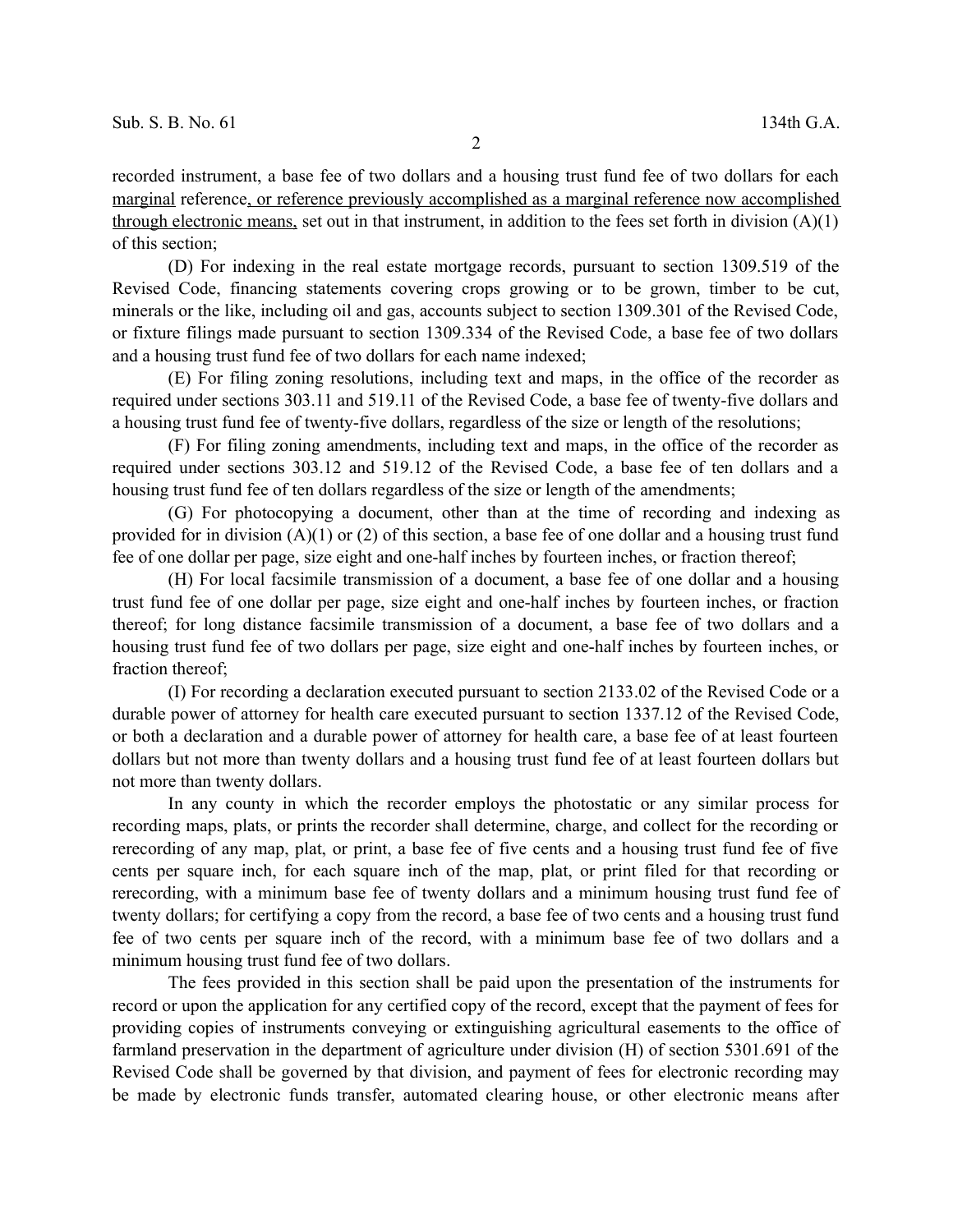recorded instrument, a base fee of two dollars and a housing trust fund fee of two dollars for each marginal reference, or reference previously accomplished as a marginal reference now accomplished through electronic means, set out in that instrument, in addition to the fees set forth in division (A)(1) of this section;

(D) For indexing in the real estate mortgage records, pursuant to section 1309.519 of the Revised Code, financing statements covering crops growing or to be grown, timber to be cut, minerals or the like, including oil and gas, accounts subject to section 1309.301 of the Revised Code, or fixture filings made pursuant to section 1309.334 of the Revised Code, a base fee of two dollars and a housing trust fund fee of two dollars for each name indexed;

(E) For filing zoning resolutions, including text and maps, in the office of the recorder as required under sections 303.11 and 519.11 of the Revised Code, a base fee of twenty-five dollars and a housing trust fund fee of twenty-five dollars, regardless of the size or length of the resolutions;

(F) For filing zoning amendments, including text and maps, in the office of the recorder as required under sections 303.12 and 519.12 of the Revised Code, a base fee of ten dollars and a housing trust fund fee of ten dollars regardless of the size or length of the amendments;

(G) For photocopying a document, other than at the time of recording and indexing as provided for in division (A)(1) or (2) of this section, a base fee of one dollar and a housing trust fund fee of one dollar per page, size eight and one-half inches by fourteen inches, or fraction thereof;

(H) For local facsimile transmission of a document, a base fee of one dollar and a housing trust fund fee of one dollar per page, size eight and one-half inches by fourteen inches, or fraction thereof; for long distance facsimile transmission of a document, a base fee of two dollars and a housing trust fund fee of two dollars per page, size eight and one-half inches by fourteen inches, or fraction thereof;

(I) For recording a declaration executed pursuant to section 2133.02 of the Revised Code or a durable power of attorney for health care executed pursuant to section 1337.12 of the Revised Code, or both a declaration and a durable power of attorney for health care, a base fee of at least fourteen dollars but not more than twenty dollars and a housing trust fund fee of at least fourteen dollars but not more than twenty dollars.

In any county in which the recorder employs the photostatic or any similar process for recording maps, plats, or prints the recorder shall determine, charge, and collect for the recording or rerecording of any map, plat, or print, a base fee of five cents and a housing trust fund fee of five cents per square inch, for each square inch of the map, plat, or print filed for that recording or rerecording, with a minimum base fee of twenty dollars and a minimum housing trust fund fee of twenty dollars; for certifying a copy from the record, a base fee of two cents and a housing trust fund fee of two cents per square inch of the record, with a minimum base fee of two dollars and a minimum housing trust fund fee of two dollars.

The fees provided in this section shall be paid upon the presentation of the instruments for record or upon the application for any certified copy of the record, except that the payment of fees for providing copies of instruments conveying or extinguishing agricultural easements to the office of farmland preservation in the department of agriculture under division (H) of section 5301.691 of the Revised Code shall be governed by that division, and payment of fees for electronic recording may be made by electronic funds transfer, automated clearing house, or other electronic means after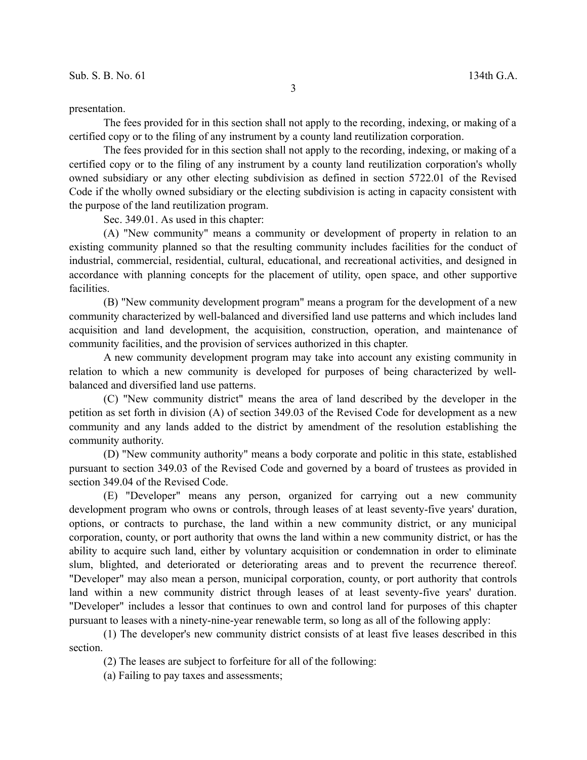presentation.

The fees provided for in this section shall not apply to the recording, indexing, or making of a certified copy or to the filing of any instrument by a county land reutilization corporation.

The fees provided for in this section shall not apply to the recording, indexing, or making of a certified copy or to the filing of any instrument by a county land reutilization corporation's wholly owned subsidiary or any other electing subdivision as defined in section 5722.01 of the Revised Code if the wholly owned subsidiary or the electing subdivision is acting in capacity consistent with the purpose of the land reutilization program.

Sec. 349.01. As used in this chapter:

(A) "New community" means a community or development of property in relation to an existing community planned so that the resulting community includes facilities for the conduct of industrial, commercial, residential, cultural, educational, and recreational activities, and designed in accordance with planning concepts for the placement of utility, open space, and other supportive facilities.

(B) "New community development program" means a program for the development of a new community characterized by well-balanced and diversified land use patterns and which includes land acquisition and land development, the acquisition, construction, operation, and maintenance of community facilities, and the provision of services authorized in this chapter.

A new community development program may take into account any existing community in relation to which a new community is developed for purposes of being characterized by well-balanced and diversified land use patterns.

(C) "New community district" means the area of land described by the developer in the petition as set forth in division (A) of section 349.03 of the Revised Code for development as a new community and any lands added to the district by amendment of the resolution establishing the community authority.

(D) "New community authority" means a body corporate and politic in this state, established pursuant to section 349.03 of the Revised Code and governed by a board of trustees as provided in section 349.04 of the Revised Code.

(E) "Developer" means any person, organized for carrying out a new community development program who owns or controls, through leases of at least seventy-five years' duration, options, or contracts to purchase, the land within a new community district, or any municipal corporation, county, or port authority that owns the land within a new community district, or has the ability to acquire such land, either by voluntary acquisition or condemnation in order to eliminate slum, blighted, and deteriorated or deteriorating areas and to prevent the recurrence thereof. "Developer" may also mean a person, municipal corporation, county, or port authority that controls land within a new community district through leases of at least seventy-five years' duration. "Developer" includes a lessor that continues to own and control land for purposes of this chapter pursuant to leases with a ninety-nine-year renewable term, so long as all of the following apply:

(1) The developer's new community district consists of at least five leases described in this section.

(2) The leases are subject to forfeiture for all of the following:

(a) Failing to pay taxes and assessments;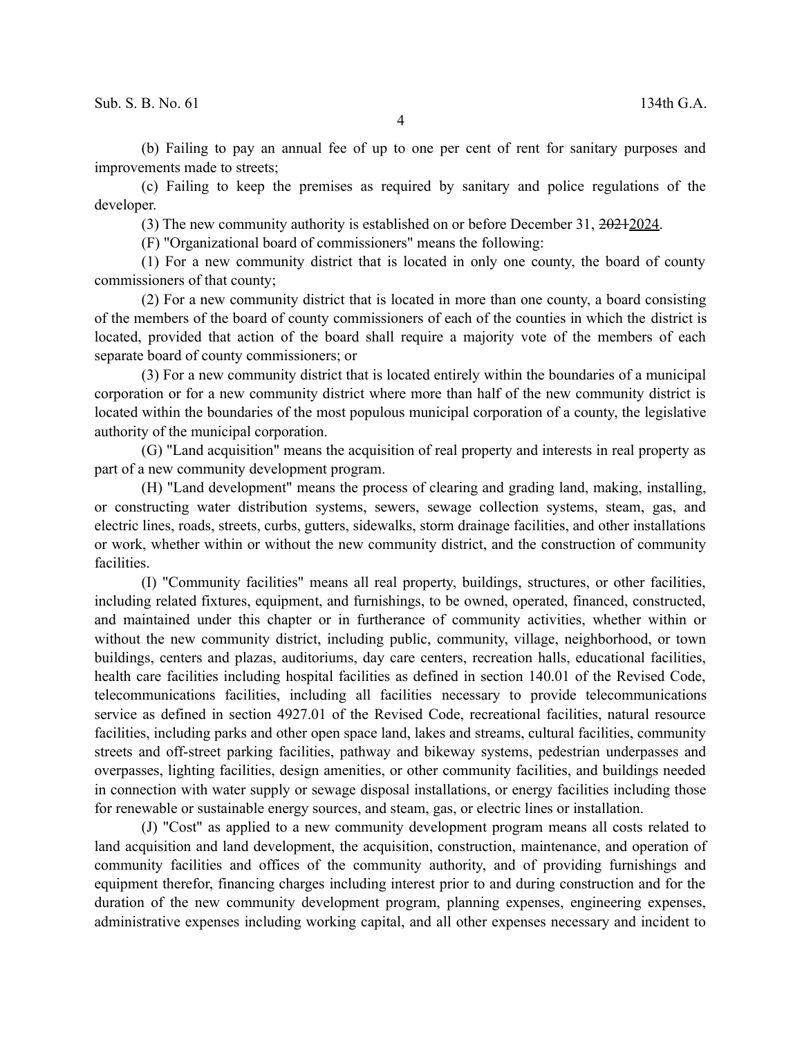(b) Failing to pay an annual fee of up to one per cent of rent for sanitary purposes and improvements made to streets;

(c) Failing to keep the premises as required by sanitary and police regulations of the developer.

(3) The new community authority is established on or before December 31, ~~2021~~2024.

(F) "Organizational board of commissioners" means the following:

(1) For a new community district that is located in only one county, the board of county commissioners of that county;

(2) For a new community district that is located in more than one county, a board consisting of the members of the board of county commissioners of each of the counties in which the district is located, provided that action of the board shall require a majority vote of the members of each separate board of county commissioners; or

(3) For a new community district that is located entirely within the boundaries of a municipal corporation or for a new community district where more than half of the new community district is located within the boundaries of the most populous municipal corporation of a county, the legislative authority of the municipal corporation.

(G) "Land acquisition" means the acquisition of real property and interests in real property as part of a new community development program.

(H) "Land development" means the process of clearing and grading land, making, installing, or constructing water distribution systems, sewers, sewage collection systems, steam, gas, and electric lines, roads, streets, curbs, gutters, sidewalks, storm drainage facilities, and other installations or work, whether within or without the new community district, and the construction of community facilities.

(I) "Community facilities" means all real property, buildings, structures, or other facilities, including related fixtures, equipment, and furnishings, to be owned, operated, financed, constructed, and maintained under this chapter or in furtherance of community activities, whether within or without the new community district, including public, community, village, neighborhood, or town buildings, centers and plazas, auditoriums, day care centers, recreation halls, educational facilities, health care facilities including hospital facilities as defined in section 140.01 of the Revised Code, telecommunications facilities, including all facilities necessary to provide telecommunications service as defined in section 4927.01 of the Revised Code, recreational facilities, natural resource facilities, including parks and other open space land, lakes and streams, cultural facilities, community streets and off-street parking facilities, pathway and bikeway systems, pedestrian underpasses and overpasses, lighting facilities, design amenities, or other community facilities, and buildings needed in connection with water supply or sewage disposal installations, or energy facilities including those for renewable or sustainable energy sources, and steam, gas, or electric lines or installation.

(J) "Cost" as applied to a new community development program means all costs related to land acquisition and land development, the acquisition, construction, maintenance, and operation of community facilities and offices of the community authority, and of providing furnishings and equipment therefor, financing charges including interest prior to and during construction and for the duration of the new community development program, planning expenses, engineering expenses, administrative expenses including working capital, and all other expenses necessary and incident to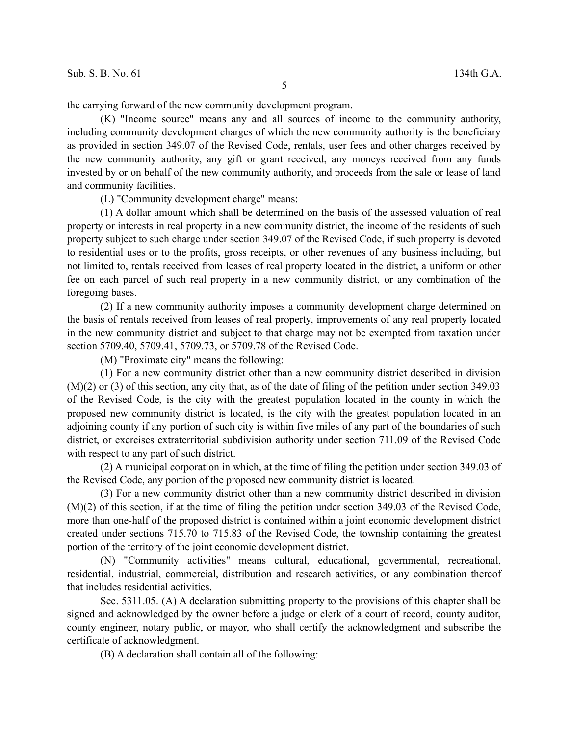the carrying forward of the new community development program.

(K) "Income source" means any and all sources of income to the community authority, including community development charges of which the new community authority is the beneficiary as provided in section 349.07 of the Revised Code, rentals, user fees and other charges received by the new community authority, any gift or grant received, any moneys received from any funds invested by or on behalf of the new community authority, and proceeds from the sale or lease of land and community facilities.

(L) "Community development charge" means:

(1) A dollar amount which shall be determined on the basis of the assessed valuation of real property or interests in real property in a new community district, the income of the residents of such property subject to such charge under section 349.07 of the Revised Code, if such property is devoted to residential uses or to the profits, gross receipts, or other revenues of any business including, but not limited to, rentals received from leases of real property located in the district, a uniform or other fee on each parcel of such real property in a new community district, or any combination of the foregoing bases.

(2) If a new community authority imposes a community development charge determined on the basis of rentals received from leases of real property, improvements of any real property located in the new community district and subject to that charge may not be exempted from taxation under section 5709.40, 5709.41, 5709.73, or 5709.78 of the Revised Code.

(M) "Proximate city" means the following:

(1) For a new community district other than a new community district described in division (M)(2) or (3) of this section, any city that, as of the date of filing of the petition under section 349.03 of the Revised Code, is the city with the greatest population located in the county in which the proposed new community district is located, is the city with the greatest population located in an adjoining county if any portion of such city is within five miles of any part of the boundaries of such district, or exercises extraterritorial subdivision authority under section 711.09 of the Revised Code with respect to any part of such district.

(2) A municipal corporation in which, at the time of filing the petition under section 349.03 of the Revised Code, any portion of the proposed new community district is located.

(3) For a new community district other than a new community district described in division (M)(2) of this section, if at the time of filing the petition under section 349.03 of the Revised Code, more than one-half of the proposed district is contained within a joint economic development district created under sections 715.70 to 715.83 of the Revised Code, the township containing the greatest portion of the territory of the joint economic development district.

(N) "Community activities" means cultural, educational, governmental, recreational, residential, industrial, commercial, distribution and research activities, or any combination thereof that includes residential activities.

Sec. 5311.05. (A) A declaration submitting property to the provisions of this chapter shall be signed and acknowledged by the owner before a judge or clerk of a court of record, county auditor, county engineer, notary public, or mayor, who shall certify the acknowledgment and subscribe the certificate of acknowledgment.

(B) A declaration shall contain all of the following: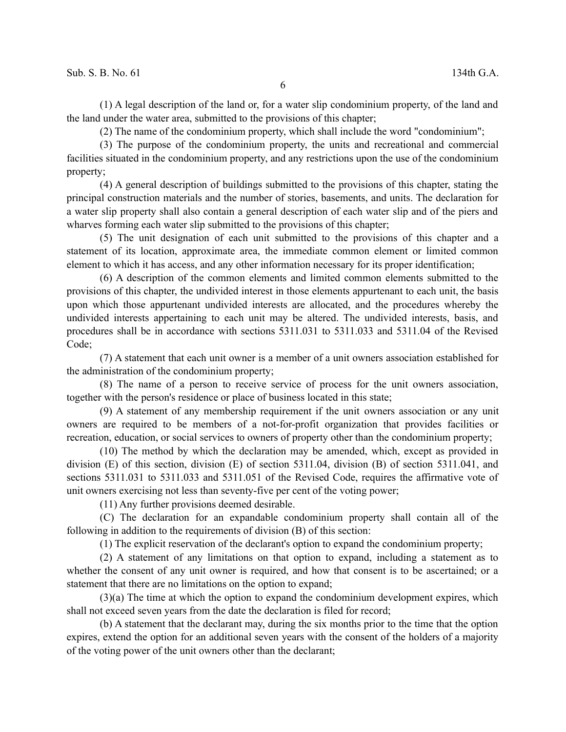(1) A legal description of the land or, for a water slip condominium property, of the land and the land under the water area, submitted to the provisions of this chapter;

(2) The name of the condominium property, which shall include the word "condominium";

(3) The purpose of the condominium property, the units and recreational and commercial facilities situated in the condominium property, and any restrictions upon the use of the condominium property;

(4) A general description of buildings submitted to the provisions of this chapter, stating the principal construction materials and the number of stories, basements, and units. The declaration for a water slip property shall also contain a general description of each water slip and of the piers and wharves forming each water slip submitted to the provisions of this chapter;

(5) The unit designation of each unit submitted to the provisions of this chapter and a statement of its location, approximate area, the immediate common element or limited common element to which it has access, and any other information necessary for its proper identification;

(6) A description of the common elements and limited common elements submitted to the provisions of this chapter, the undivided interest in those elements appurtenant to each unit, the basis upon which those appurtenant undivided interests are allocated, and the procedures whereby the undivided interests appertaining to each unit may be altered. The undivided interests, basis, and procedures shall be in accordance with sections 5311.031 to 5311.033 and 5311.04 of the Revised Code;

(7) A statement that each unit owner is a member of a unit owners association established for the administration of the condominium property;

(8) The name of a person to receive service of process for the unit owners association, together with the person's residence or place of business located in this state;

(9) A statement of any membership requirement if the unit owners association or any unit owners are required to be members of a not-for-profit organization that provides facilities or recreation, education, or social services to owners of property other than the condominium property;

(10) The method by which the declaration may be amended, which, except as provided in division (E) of this section, division (E) of section 5311.04, division (B) of section 5311.041, and sections 5311.031 to 5311.033 and 5311.051 of the Revised Code, requires the affirmative vote of unit owners exercising not less than seventy-five per cent of the voting power;

(11) Any further provisions deemed desirable.

(C) The declaration for an expandable condominium property shall contain all of the following in addition to the requirements of division (B) of this section:

(1) The explicit reservation of the declarant's option to expand the condominium property;

(2) A statement of any limitations on that option to expand, including a statement as to whether the consent of any unit owner is required, and how that consent is to be ascertained; or a statement that there are no limitations on the option to expand;

(3)(a) The time at which the option to expand the condominium development expires, which shall not exceed seven years from the date the declaration is filed for record;

(b) A statement that the declarant may, during the six months prior to the time that the option expires, extend the option for an additional seven years with the consent of the holders of a majority of the voting power of the unit owners other than the declarant;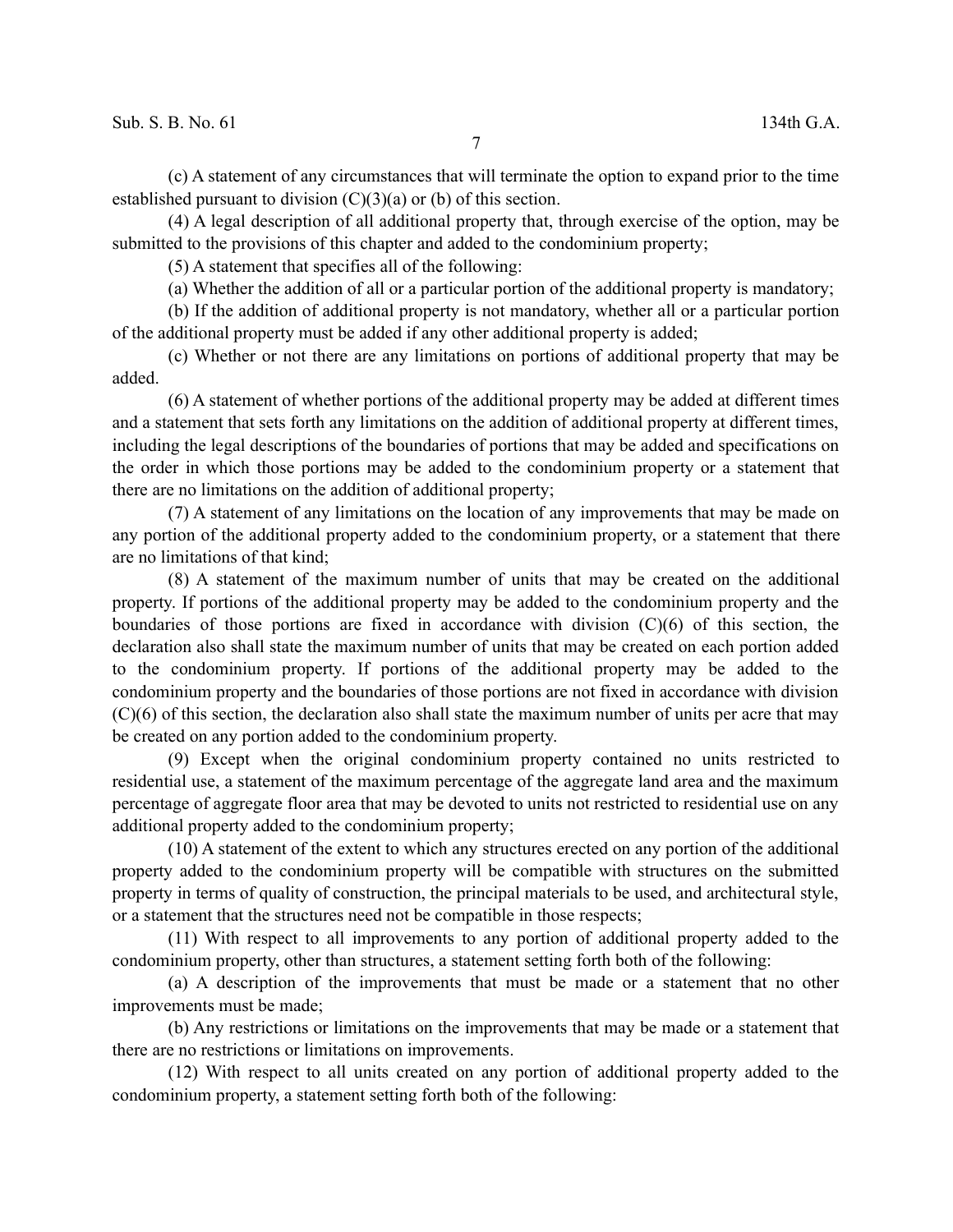(c) A statement of any circumstances that will terminate the option to expand prior to the time established pursuant to division (C)(3)(a) or (b) of this section.

(4) A legal description of all additional property that, through exercise of the option, may be submitted to the provisions of this chapter and added to the condominium property;

(5) A statement that specifies all of the following:

(a) Whether the addition of all or a particular portion of the additional property is mandatory;

(b) If the addition of additional property is not mandatory, whether all or a particular portion of the additional property must be added if any other additional property is added;

(c) Whether or not there are any limitations on portions of additional property that may be added.

(6) A statement of whether portions of the additional property may be added at different times and a statement that sets forth any limitations on the addition of additional property at different times, including the legal descriptions of the boundaries of portions that may be added and specifications on the order in which those portions may be added to the condominium property or a statement that there are no limitations on the addition of additional property;

(7) A statement of any limitations on the location of any improvements that may be made on any portion of the additional property added to the condominium property, or a statement that there are no limitations of that kind;

(8) A statement of the maximum number of units that may be created on the additional property. If portions of the additional property may be added to the condominium property and the boundaries of those portions are fixed in accordance with division (C)(6) of this section, the declaration also shall state the maximum number of units that may be created on each portion added to the condominium property. If portions of the additional property may be added to the condominium property and the boundaries of those portions are not fixed in accordance with division (C)(6) of this section, the declaration also shall state the maximum number of units per acre that may be created on any portion added to the condominium property.

(9) Except when the original condominium property contained no units restricted to residential use, a statement of the maximum percentage of the aggregate land area and the maximum percentage of aggregate floor area that may be devoted to units not restricted to residential use on any additional property added to the condominium property;

(10) A statement of the extent to which any structures erected on any portion of the additional property added to the condominium property will be compatible with structures on the submitted property in terms of quality of construction, the principal materials to be used, and architectural style, or a statement that the structures need not be compatible in those respects;

(11) With respect to all improvements to any portion of additional property added to the condominium property, other than structures, a statement setting forth both of the following:

(a) A description of the improvements that must be made or a statement that no other improvements must be made;

(b) Any restrictions or limitations on the improvements that may be made or a statement that there are no restrictions or limitations on improvements.

(12) With respect to all units created on any portion of additional property added to the condominium property, a statement setting forth both of the following: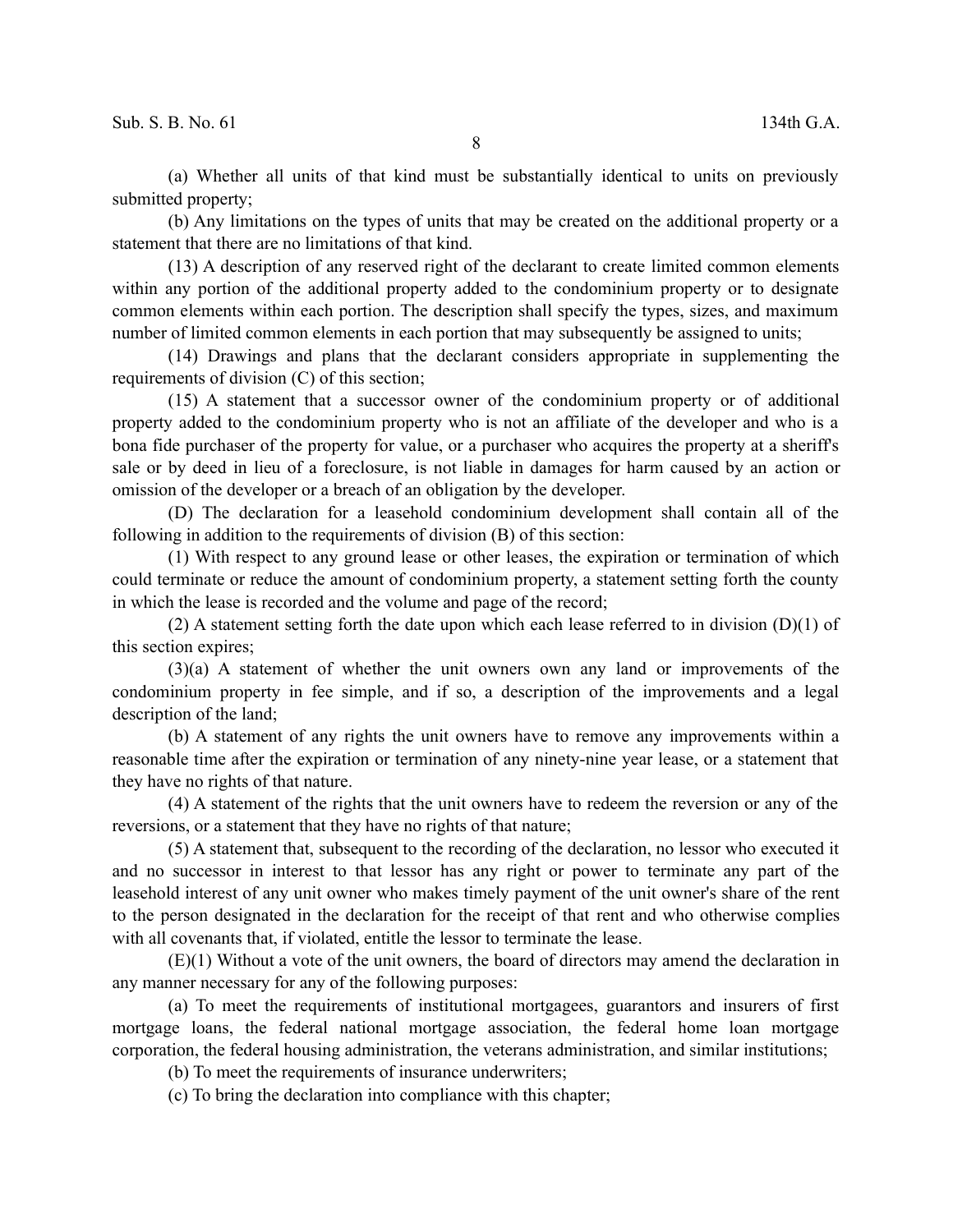(a) Whether all units of that kind must be substantially identical to units on previously submitted property;

(b) Any limitations on the types of units that may be created on the additional property or a statement that there are no limitations of that kind.

(13) A description of any reserved right of the declarant to create limited common elements within any portion of the additional property added to the condominium property or to designate common elements within each portion. The description shall specify the types, sizes, and maximum number of limited common elements in each portion that may subsequently be assigned to units;

(14) Drawings and plans that the declarant considers appropriate in supplementing the requirements of division (C) of this section;

(15) A statement that a successor owner of the condominium property or of additional property added to the condominium property who is not an affiliate of the developer and who is a bona fide purchaser of the property for value, or a purchaser who acquires the property at a sheriff's sale or by deed in lieu of a foreclosure, is not liable in damages for harm caused by an action or omission of the developer or a breach of an obligation by the developer.

(D) The declaration for a leasehold condominium development shall contain all of the following in addition to the requirements of division (B) of this section:

(1) With respect to any ground lease or other leases, the expiration or termination of which could terminate or reduce the amount of condominium property, a statement setting forth the county in which the lease is recorded and the volume and page of the record;

(2) A statement setting forth the date upon which each lease referred to in division (D)(1) of this section expires;

(3)(a) A statement of whether the unit owners own any land or improvements of the condominium property in fee simple, and if so, a description of the improvements and a legal description of the land;

(b) A statement of any rights the unit owners have to remove any improvements within a reasonable time after the expiration or termination of any ninety-nine year lease, or a statement that they have no rights of that nature.

(4) A statement of the rights that the unit owners have to redeem the reversion or any of the reversions, or a statement that they have no rights of that nature;

(5) A statement that, subsequent to the recording of the declaration, no lessor who executed it and no successor in interest to that lessor has any right or power to terminate any part of the leasehold interest of any unit owner who makes timely payment of the unit owner's share of the rent to the person designated in the declaration for the receipt of that rent and who otherwise complies with all covenants that, if violated, entitle the lessor to terminate the lease.

(E)(1) Without a vote of the unit owners, the board of directors may amend the declaration in any manner necessary for any of the following purposes:

(a) To meet the requirements of institutional mortgagees, guarantors and insurers of first mortgage loans, the federal national mortgage association, the federal home loan mortgage corporation, the federal housing administration, the veterans administration, and similar institutions;

(b) To meet the requirements of insurance underwriters;

(c) To bring the declaration into compliance with this chapter;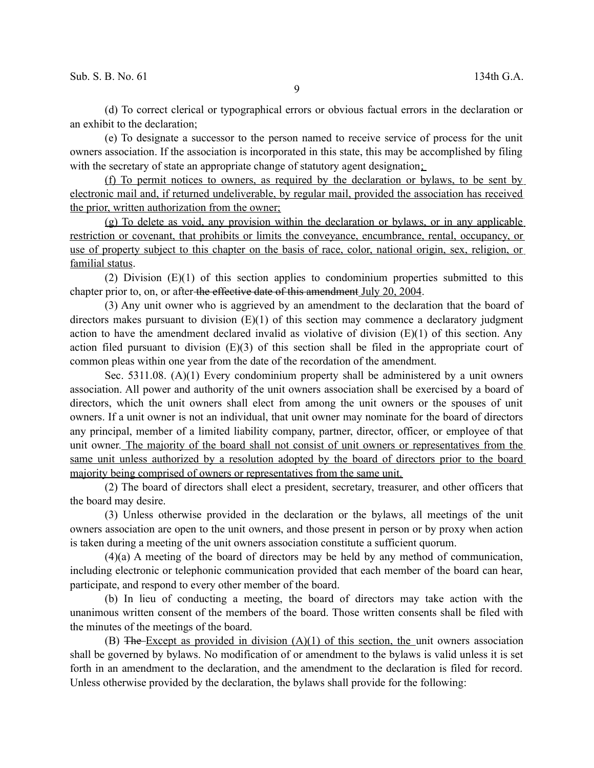(d) To correct clerical or typographical errors or obvious factual errors in the declaration or an exhibit to the declaration;

(e) To designate a successor to the person named to receive service of process for the unit owners association. If the association is incorporated in this state, this may be accomplished by filing with the secretary of state an appropriate change of statutory agent designation;

(f) To permit notices to owners, as required by the declaration or bylaws, to be sent by electronic mail and, if returned undeliverable, by regular mail, provided the association has received the prior, written authorization from the owner;

(g) To delete as void, any provision within the declaration or bylaws, or in any applicable restriction or covenant, that prohibits or limits the conveyance, encumbrance, rental, occupancy, or use of property subject to this chapter on the basis of race, color, national origin, sex, religion, or familial status.

(2) Division (E)(1) of this section applies to condominium properties submitted to this chapter prior to, on, or after ~~the effective date of this amendment~~ July 20, 2004.

(3) Any unit owner who is aggrieved by an amendment to the declaration that the board of directors makes pursuant to division (E)(1) of this section may commence a declaratory judgment action to have the amendment declared invalid as violative of division (E)(1) of this section. Any action filed pursuant to division (E)(3) of this section shall be filed in the appropriate court of common pleas within one year from the date of the recordation of the amendment.

Sec. 5311.08. (A)(1) Every condominium property shall be administered by a unit owners association. All power and authority of the unit owners association shall be exercised by a board of directors, which the unit owners shall elect from among the unit owners or the spouses of unit owners. If a unit owner is not an individual, that unit owner may nominate for the board of directors any principal, member of a limited liability company, partner, director, officer, or employee of that unit owner. The majority of the board shall not consist of unit owners or representatives from the same unit unless authorized by a resolution adopted by the board of directors prior to the board majority being comprised of owners or representatives from the same unit.

(2) The board of directors shall elect a president, secretary, treasurer, and other officers that the board may desire.

(3) Unless otherwise provided in the declaration or the bylaws, all meetings of the unit owners association are open to the unit owners, and those present in person or by proxy when action is taken during a meeting of the unit owners association constitute a sufficient quorum.

(4)(a) A meeting of the board of directors may be held by any method of communication, including electronic or telephonic communication provided that each member of the board can hear, participate, and respond to every other member of the board.

(b) In lieu of conducting a meeting, the board of directors may take action with the unanimous written consent of the members of the board. Those written consents shall be filed with the minutes of the meetings of the board.

(B) ~~The~~ Except as provided in division (A)(1) of this section, the unit owners association shall be governed by bylaws. No modification of or amendment to the bylaws is valid unless it is set forth in an amendment to the declaration, and the amendment to the declaration is filed for record. Unless otherwise provided by the declaration, the bylaws shall provide for the following: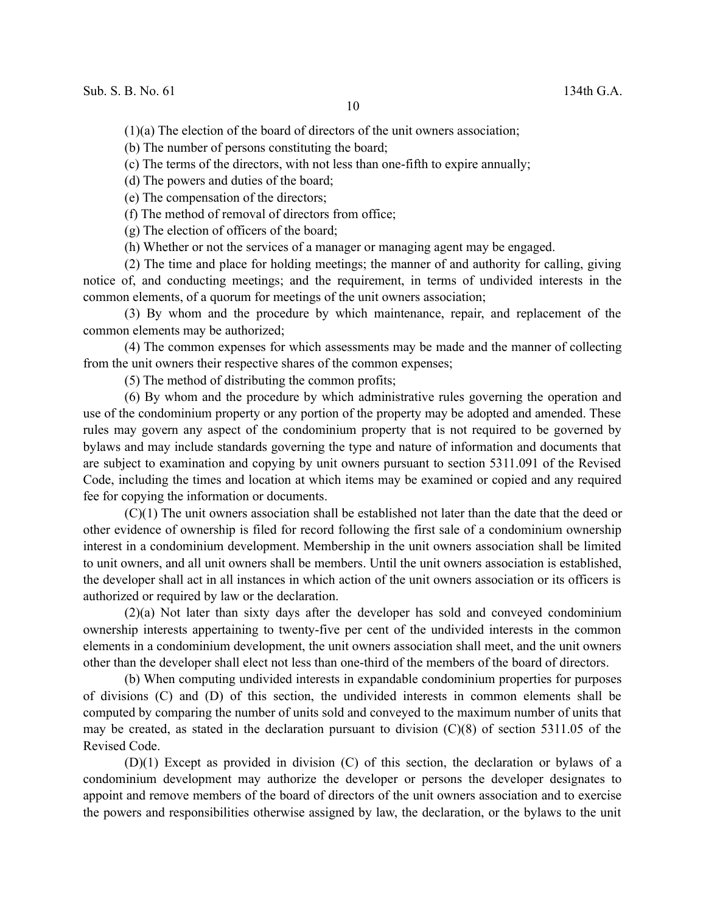(1)(a) The election of the board of directors of the unit owners association;

(b) The number of persons constituting the board;

(c) The terms of the directors, with not less than one-fifth to expire annually;

(d) The powers and duties of the board;

(e) The compensation of the directors;

(f) The method of removal of directors from office;

(g) The election of officers of the board;

(h) Whether or not the services of a manager or managing agent may be engaged.

(2) The time and place for holding meetings; the manner of and authority for calling, giving notice of, and conducting meetings; and the requirement, in terms of undivided interests in the common elements, of a quorum for meetings of the unit owners association;

(3) By whom and the procedure by which maintenance, repair, and replacement of the common elements may be authorized;

(4) The common expenses for which assessments may be made and the manner of collecting from the unit owners their respective shares of the common expenses;

(5) The method of distributing the common profits;

(6) By whom and the procedure by which administrative rules governing the operation and use of the condominium property or any portion of the property may be adopted and amended. These rules may govern any aspect of the condominium property that is not required to be governed by bylaws and may include standards governing the type and nature of information and documents that are subject to examination and copying by unit owners pursuant to section 5311.091 of the Revised Code, including the times and location at which items may be examined or copied and any required fee for copying the information or documents.

(C)(1) The unit owners association shall be established not later than the date that the deed or other evidence of ownership is filed for record following the first sale of a condominium ownership interest in a condominium development. Membership in the unit owners association shall be limited to unit owners, and all unit owners shall be members. Until the unit owners association is established, the developer shall act in all instances in which action of the unit owners association or its officers is authorized or required by law or the declaration.

(2)(a) Not later than sixty days after the developer has sold and conveyed condominium ownership interests appertaining to twenty-five per cent of the undivided interests in the common elements in a condominium development, the unit owners association shall meet, and the unit owners other than the developer shall elect not less than one-third of the members of the board of directors.

(b) When computing undivided interests in expandable condominium properties for purposes of divisions (C) and (D) of this section, the undivided interests in common elements shall be computed by comparing the number of units sold and conveyed to the maximum number of units that may be created, as stated in the declaration pursuant to division (C)(8) of section 5311.05 of the Revised Code.

(D)(1) Except as provided in division (C) of this section, the declaration or bylaws of a condominium development may authorize the developer or persons the developer designates to appoint and remove members of the board of directors of the unit owners association and to exercise the powers and responsibilities otherwise assigned by law, the declaration, or the bylaws to the unit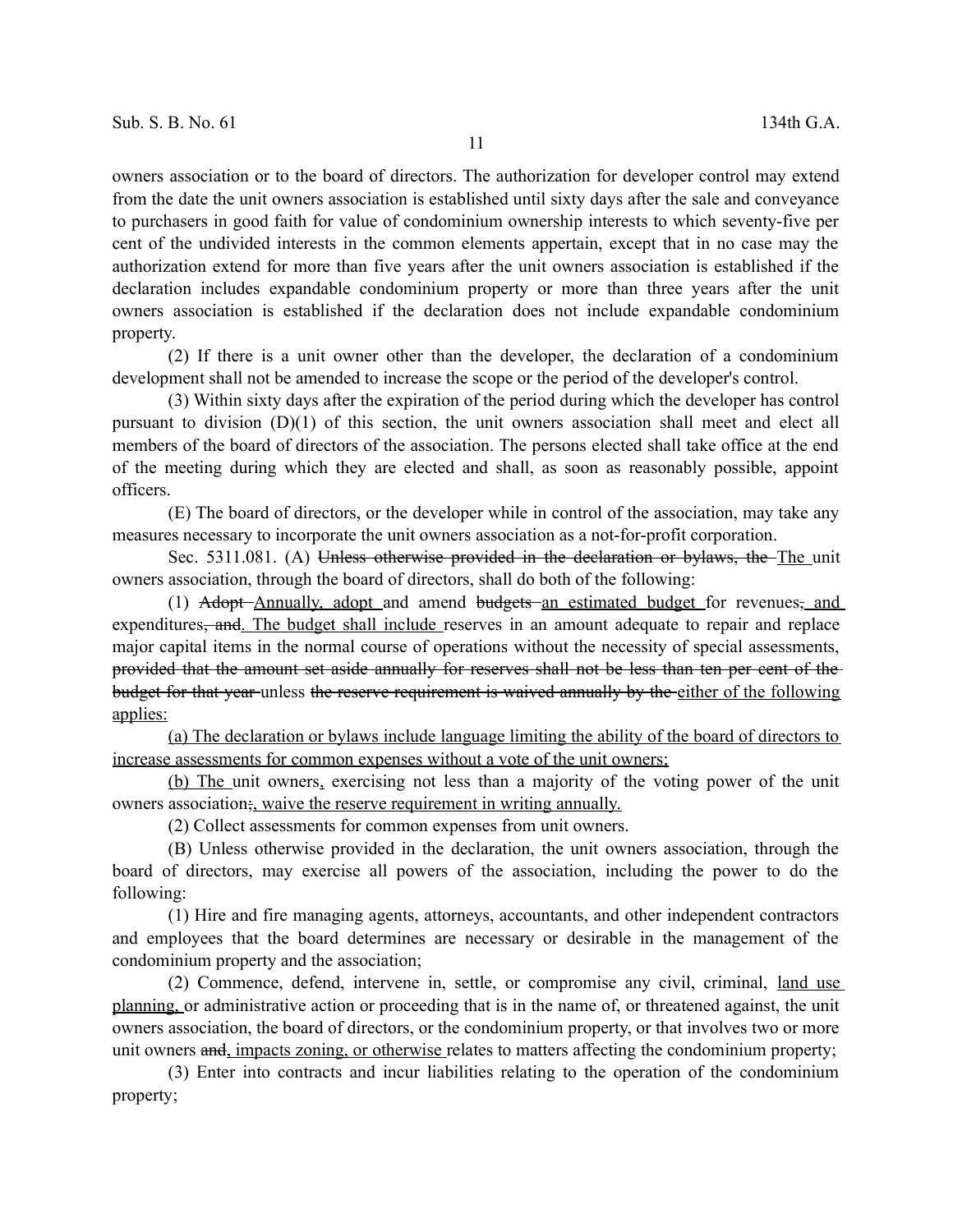owners association or to the board of directors. The authorization for developer control may extend from the date the unit owners association is established until sixty days after the sale and conveyance to purchasers in good faith for value of condominium ownership interests to which seventy-five per cent of the undivided interests in the common elements appertain, except that in no case may the authorization extend for more than five years after the unit owners association is established if the declaration includes expandable condominium property or more than three years after the unit owners association is established if the declaration does not include expandable condominium property.

(2) If there is a unit owner other than the developer, the declaration of a condominium development shall not be amended to increase the scope or the period of the developer's control.

(3) Within sixty days after the expiration of the period during which the developer has control pursuant to division (D)(1) of this section, the unit owners association shall meet and elect all members of the board of directors of the association. The persons elected shall take office at the end of the meeting during which they are elected and shall, as soon as reasonably possible, appoint officers.

(E) The board of directors, or the developer while in control of the association, may take any measures necessary to incorporate the unit owners association as a not-for-profit corporation.

Sec. 5311.081. (A) ~~Unless otherwise provided in the declaration or bylaws, the~~ <u>The</u> unit owners association, through the board of directors, shall do both of the following:

(1) ~~Adopt~~ <u>Annually, adopt</u> and amend ~~budgets~~ <u>an estimated budget</u> for revenues~~,~~ <u>and</u> expenditures~~, and~~<u>. The budget shall include</u> reserves in an amount adequate to repair and replace major capital items in the normal course of operations without the necessity of special assessments, ~~provided that the amount set aside annually for reserves shall not be less than ten per cent of the budget for that year~~ unless ~~the reserve requirement is waived annually by the~~ <u>either of the following applies:</u>

<u>(a) The declaration or bylaws include language limiting the ability of the board of directors to increase assessments for common expenses without a vote of the unit owners;</u>

<u>(b) The</u> unit owners<u>,</u> exercising not less than a majority of the voting power of the unit owners association~~;~~<u>, waive the reserve requirement in writing annually.</u>

(2) Collect assessments for common expenses from unit owners.

(B) Unless otherwise provided in the declaration, the unit owners association, through the board of directors, may exercise all powers of the association, including the power to do the following:

(1) Hire and fire managing agents, attorneys, accountants, and other independent contractors and employees that the board determines are necessary or desirable in the management of the condominium property and the association;

(2) Commence, defend, intervene in, settle, or compromise any civil, criminal, <u>land use planning,</u> or administrative action or proceeding that is in the name of, or threatened against, the unit owners association, the board of directors, or the condominium property, or that involves two or more unit owners ~~and~~<u>, impacts zoning, or otherwise</u> relates to matters affecting the condominium property;

(3) Enter into contracts and incur liabilities relating to the operation of the condominium property;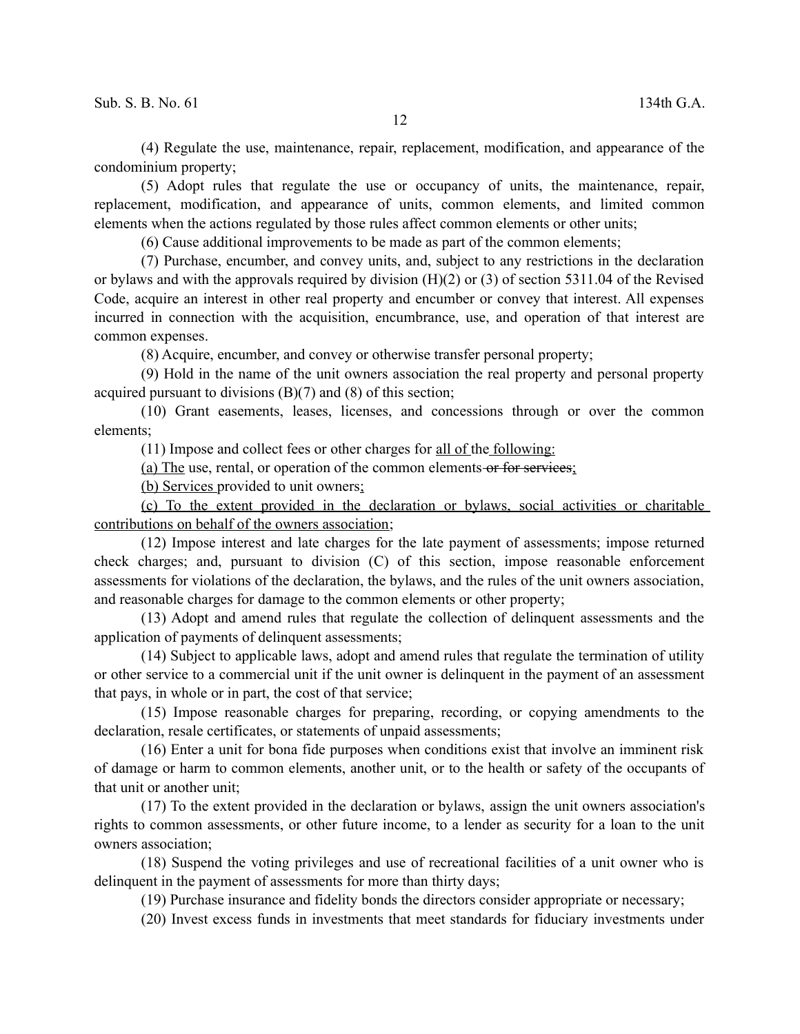(4) Regulate the use, maintenance, repair, replacement, modification, and appearance of the condominium property;

(5) Adopt rules that regulate the use or occupancy of units, the maintenance, repair, replacement, modification, and appearance of units, common elements, and limited common elements when the actions regulated by those rules affect common elements or other units;

(6) Cause additional improvements to be made as part of the common elements;

(7) Purchase, encumber, and convey units, and, subject to any restrictions in the declaration or bylaws and with the approvals required by division (H)(2) or (3) of section 5311.04 of the Revised Code, acquire an interest in other real property and encumber or convey that interest. All expenses incurred in connection with the acquisition, encumbrance, use, and operation of that interest are common expenses.

(8) Acquire, encumber, and convey or otherwise transfer personal property;

(9) Hold in the name of the unit owners association the real property and personal property acquired pursuant to divisions (B)(7) and (8) of this section;

(10) Grant easements, leases, licenses, and concessions through or over the common elements;

(11) Impose and collect fees or other charges for all of the following:

(a) The use, rental, or operation of the common elements ~~or for services~~;

(b) Services provided to unit owners;

(c) To the extent provided in the declaration or bylaws, social activities or charitable contributions on behalf of the owners association;

(12) Impose interest and late charges for the late payment of assessments; impose returned check charges; and, pursuant to division (C) of this section, impose reasonable enforcement assessments for violations of the declaration, the bylaws, and the rules of the unit owners association, and reasonable charges for damage to the common elements or other property;

(13) Adopt and amend rules that regulate the collection of delinquent assessments and the application of payments of delinquent assessments;

(14) Subject to applicable laws, adopt and amend rules that regulate the termination of utility or other service to a commercial unit if the unit owner is delinquent in the payment of an assessment that pays, in whole or in part, the cost of that service;

(15) Impose reasonable charges for preparing, recording, or copying amendments to the declaration, resale certificates, or statements of unpaid assessments;

(16) Enter a unit for bona fide purposes when conditions exist that involve an imminent risk of damage or harm to common elements, another unit, or to the health or safety of the occupants of that unit or another unit;

(17) To the extent provided in the declaration or bylaws, assign the unit owners association's rights to common assessments, or other future income, to a lender as security for a loan to the unit owners association;

(18) Suspend the voting privileges and use of recreational facilities of a unit owner who is delinquent in the payment of assessments for more than thirty days;

(19) Purchase insurance and fidelity bonds the directors consider appropriate or necessary;

(20) Invest excess funds in investments that meet standards for fiduciary investments under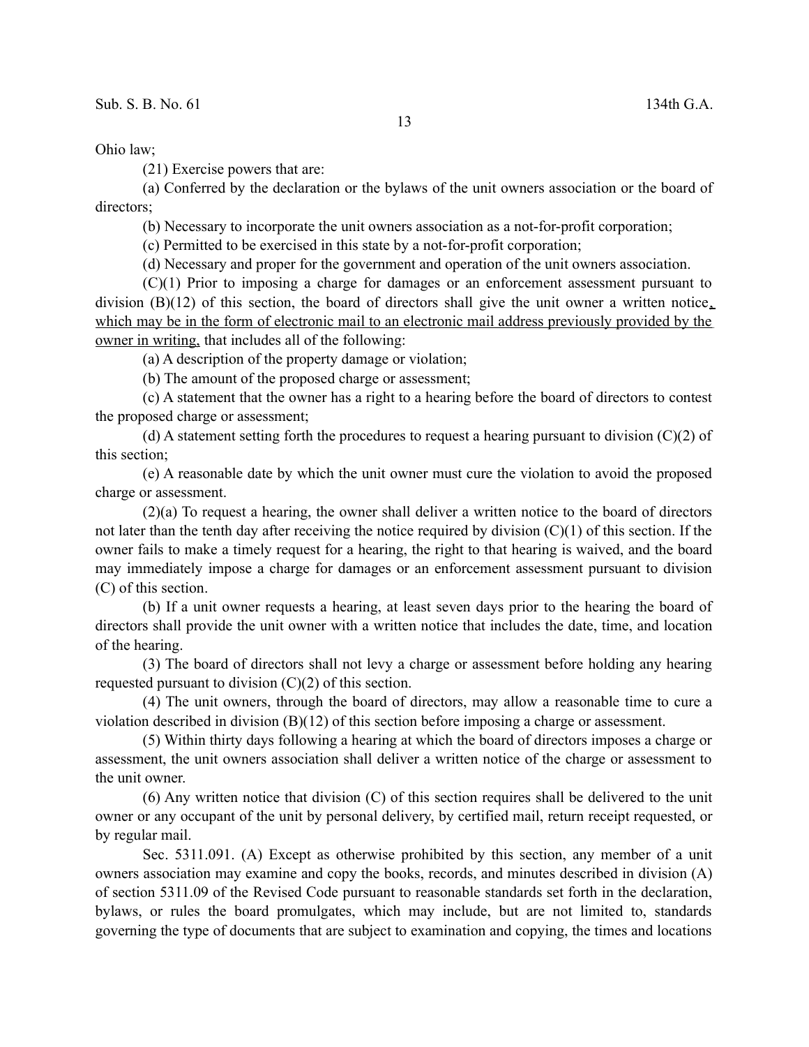Ohio law;

(21) Exercise powers that are:

(a) Conferred by the declaration or the bylaws of the unit owners association or the board of directors;

(b) Necessary to incorporate the unit owners association as a not-for-profit corporation;

(c) Permitted to be exercised in this state by a not-for-profit corporation;

(d) Necessary and proper for the government and operation of the unit owners association.

(C)(1) Prior to imposing a charge for damages or an enforcement assessment pursuant to division (B)(12) of this section, the board of directors shall give the unit owner a written notice, which may be in the form of electronic mail to an electronic mail address previously provided by the owner in writing, that includes all of the following:

(a) A description of the property damage or violation;

(b) The amount of the proposed charge or assessment;

(c) A statement that the owner has a right to a hearing before the board of directors to contest the proposed charge or assessment;

(d) A statement setting forth the procedures to request a hearing pursuant to division (C)(2) of this section;

(e) A reasonable date by which the unit owner must cure the violation to avoid the proposed charge or assessment.

(2)(a) To request a hearing, the owner shall deliver a written notice to the board of directors not later than the tenth day after receiving the notice required by division (C)(1) of this section. If the owner fails to make a timely request for a hearing, the right to that hearing is waived, and the board may immediately impose a charge for damages or an enforcement assessment pursuant to division (C) of this section.

(b) If a unit owner requests a hearing, at least seven days prior to the hearing the board of directors shall provide the unit owner with a written notice that includes the date, time, and location of the hearing.

(3) The board of directors shall not levy a charge or assessment before holding any hearing requested pursuant to division (C)(2) of this section.

(4) The unit owners, through the board of directors, may allow a reasonable time to cure a violation described in division (B)(12) of this section before imposing a charge or assessment.

(5) Within thirty days following a hearing at which the board of directors imposes a charge or assessment, the unit owners association shall deliver a written notice of the charge or assessment to the unit owner.

(6) Any written notice that division (C) of this section requires shall be delivered to the unit owner or any occupant of the unit by personal delivery, by certified mail, return receipt requested, or by regular mail.

Sec. 5311.091. (A) Except as otherwise prohibited by this section, any member of a unit owners association may examine and copy the books, records, and minutes described in division (A) of section 5311.09 of the Revised Code pursuant to reasonable standards set forth in the declaration, bylaws, or rules the board promulgates, which may include, but are not limited to, standards governing the type of documents that are subject to examination and copying, the times and locations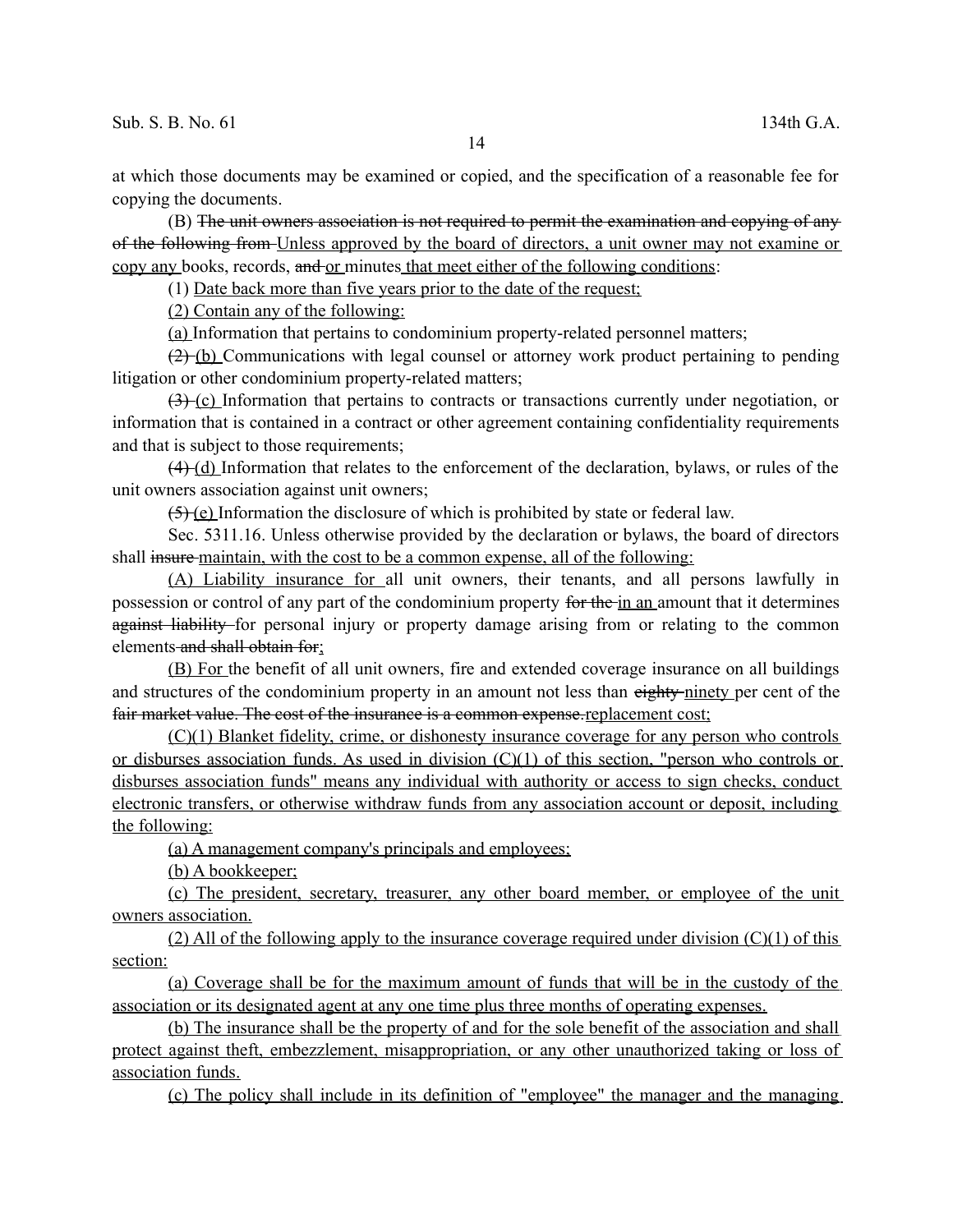at which those documents may be examined or copied, and the specification of a reasonable fee for copying the documents.

(B) ~~The unit owners association is not required to permit the examination and copying of any of the following from~~ Unless approved by the board of directors, a unit owner may not examine or copy any books, records, ~~and~~ or minutes that meet either of the following conditions:

(1) Date back more than five years prior to the date of the request;

(2) Contain any of the following:

(a) Information that pertains to condominium property-related personnel matters;

~~(2)~~ (b) Communications with legal counsel or attorney work product pertaining to pending litigation or other condominium property-related matters;

~~(3)~~ (c) Information that pertains to contracts or transactions currently under negotiation, or information that is contained in a contract or other agreement containing confidentiality requirements and that is subject to those requirements;

~~(4)~~ (d) Information that relates to the enforcement of the declaration, bylaws, or rules of the unit owners association against unit owners;

~~(5)~~ (e) Information the disclosure of which is prohibited by state or federal law.

Sec. 5311.16. Unless otherwise provided by the declaration or bylaws, the board of directors shall ~~insure~~ maintain, with the cost to be a common expense, all of the following:

(A) Liability insurance for all unit owners, their tenants, and all persons lawfully in possession or control of any part of the condominium property ~~for the~~ in an amount that it determines ~~against liability~~ for personal injury or property damage arising from or relating to the common elements ~~and shall obtain for~~;

(B) For the benefit of all unit owners, fire and extended coverage insurance on all buildings and structures of the condominium property in an amount not less than ~~eighty~~ ninety per cent of the ~~fair market value. The cost of the insurance is a common expense.~~ replacement cost;

(C)(1) Blanket fidelity, crime, or dishonesty insurance coverage for any person who controls or disburses association funds. As used in division (C)(1) of this section, "person who controls or disburses association funds" means any individual with authority or access to sign checks, conduct electronic transfers, or otherwise withdraw funds from any association account or deposit, including the following:

(a) A management company's principals and employees;

(b) A bookkeeper;

(c) The president, secretary, treasurer, any other board member, or employee of the unit owners association.

(2) All of the following apply to the insurance coverage required under division (C)(1) of this section:

(a) Coverage shall be for the maximum amount of funds that will be in the custody of the association or its designated agent at any one time plus three months of operating expenses.

(b) The insurance shall be the property of and for the sole benefit of the association and shall protect against theft, embezzlement, misappropriation, or any other unauthorized taking or loss of association funds.

(c) The policy shall include in its definition of "employee" the manager and the managing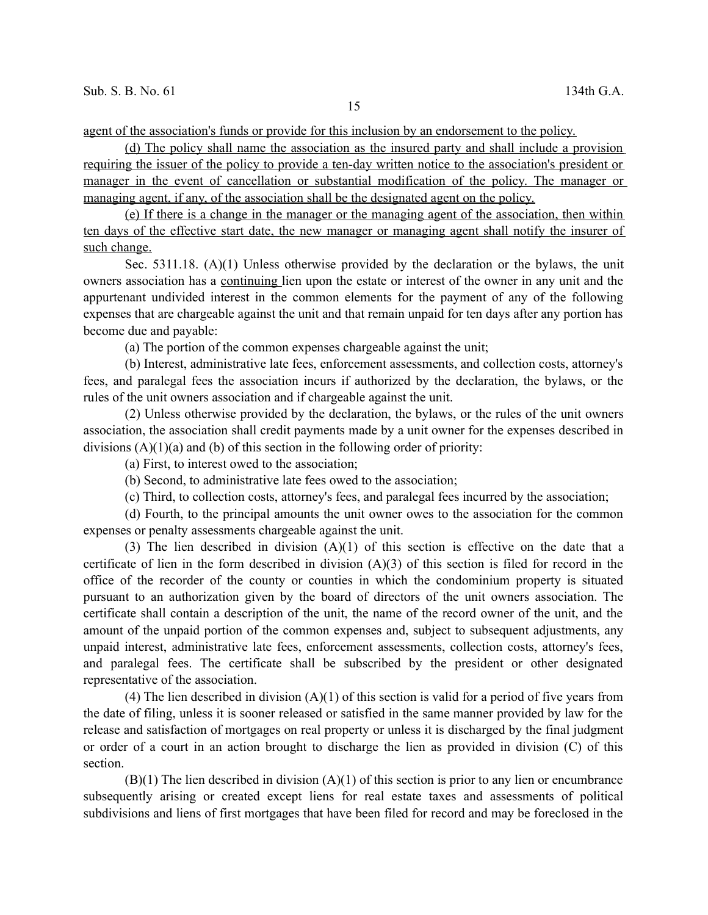agent of the association's funds or provide for this inclusion by an endorsement to the policy.

(d) The policy shall name the association as the insured party and shall include a provision requiring the issuer of the policy to provide a ten-day written notice to the association's president or manager in the event of cancellation or substantial modification of the policy. The manager or managing agent, if any, of the association shall be the designated agent on the policy.

(e) If there is a change in the manager or the managing agent of the association, then within ten days of the effective start date, the new manager or managing agent shall notify the insurer of such change.

Sec. 5311.18. (A)(1) Unless otherwise provided by the declaration or the bylaws, the unit owners association has a continuing lien upon the estate or interest of the owner in any unit and the appurtenant undivided interest in the common elements for the payment of any of the following expenses that are chargeable against the unit and that remain unpaid for ten days after any portion has become due and payable:

(a) The portion of the common expenses chargeable against the unit;

(b) Interest, administrative late fees, enforcement assessments, and collection costs, attorney's fees, and paralegal fees the association incurs if authorized by the declaration, the bylaws, or the rules of the unit owners association and if chargeable against the unit.

(2) Unless otherwise provided by the declaration, the bylaws, or the rules of the unit owners association, the association shall credit payments made by a unit owner for the expenses described in divisions (A)(1)(a) and (b) of this section in the following order of priority:

(a) First, to interest owed to the association;

(b) Second, to administrative late fees owed to the association;

(c) Third, to collection costs, attorney's fees, and paralegal fees incurred by the association;

(d) Fourth, to the principal amounts the unit owner owes to the association for the common expenses or penalty assessments chargeable against the unit.

(3) The lien described in division (A)(1) of this section is effective on the date that a certificate of lien in the form described in division (A)(3) of this section is filed for record in the office of the recorder of the county or counties in which the condominium property is situated pursuant to an authorization given by the board of directors of the unit owners association. The certificate shall contain a description of the unit, the name of the record owner of the unit, and the amount of the unpaid portion of the common expenses and, subject to subsequent adjustments, any unpaid interest, administrative late fees, enforcement assessments, collection costs, attorney's fees, and paralegal fees. The certificate shall be subscribed by the president or other designated representative of the association.

(4) The lien described in division (A)(1) of this section is valid for a period of five years from the date of filing, unless it is sooner released or satisfied in the same manner provided by law for the release and satisfaction of mortgages on real property or unless it is discharged by the final judgment or order of a court in an action brought to discharge the lien as provided in division (C) of this section.

(B)(1) The lien described in division (A)(1) of this section is prior to any lien or encumbrance subsequently arising or created except liens for real estate taxes and assessments of political subdivisions and liens of first mortgages that have been filed for record and may be foreclosed in the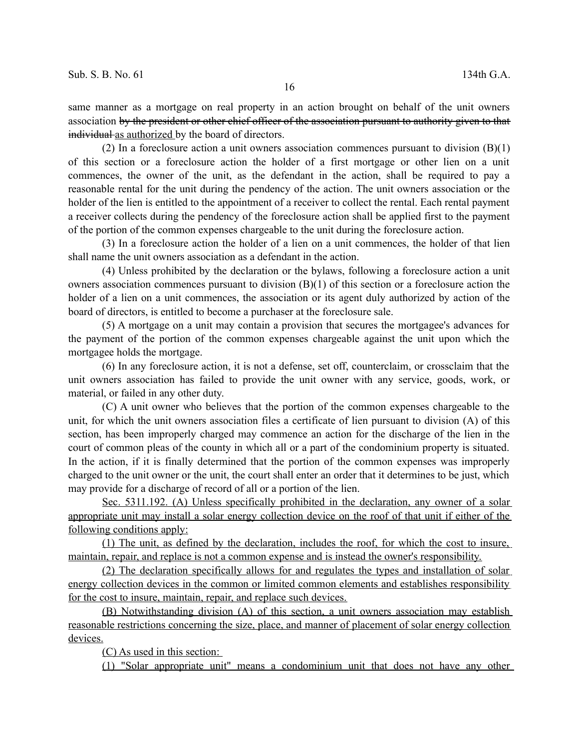same manner as a mortgage on real property in an action brought on behalf of the unit owners association ~~by the president or other chief officer of the association pursuant to authority given to that individual~~ as authorized by the board of directors.

(2) In a foreclosure action a unit owners association commences pursuant to division (B)(1) of this section or a foreclosure action the holder of a first mortgage or other lien on a unit commences, the owner of the unit, as the defendant in the action, shall be required to pay a reasonable rental for the unit during the pendency of the action. The unit owners association or the holder of the lien is entitled to the appointment of a receiver to collect the rental. Each rental payment a receiver collects during the pendency of the foreclosure action shall be applied first to the payment of the portion of the common expenses chargeable to the unit during the foreclosure action.

(3) In a foreclosure action the holder of a lien on a unit commences, the holder of that lien shall name the unit owners association as a defendant in the action.

(4) Unless prohibited by the declaration or the bylaws, following a foreclosure action a unit owners association commences pursuant to division (B)(1) of this section or a foreclosure action the holder of a lien on a unit commences, the association or its agent duly authorized by action of the board of directors, is entitled to become a purchaser at the foreclosure sale.

(5) A mortgage on a unit may contain a provision that secures the mortgagee's advances for the payment of the portion of the common expenses chargeable against the unit upon which the mortgagee holds the mortgage.

(6) In any foreclosure action, it is not a defense, set off, counterclaim, or crossclaim that the unit owners association has failed to provide the unit owner with any service, goods, work, or material, or failed in any other duty.

(C) A unit owner who believes that the portion of the common expenses chargeable to the unit, for which the unit owners association files a certificate of lien pursuant to division (A) of this section, has been improperly charged may commence an action for the discharge of the lien in the court of common pleas of the county in which all or a part of the condominium property is situated. In the action, if it is finally determined that the portion of the common expenses was improperly charged to the unit owner or the unit, the court shall enter an order that it determines to be just, which may provide for a discharge of record of all or a portion of the lien.

Sec. 5311.192. (A) Unless specifically prohibited in the declaration, any owner of a solar appropriate unit may install a solar energy collection device on the roof of that unit if either of the following conditions apply:

(1) The unit, as defined by the declaration, includes the roof, for which the cost to insure, maintain, repair, and replace is not a common expense and is instead the owner's responsibility.

(2) The declaration specifically allows for and regulates the types and installation of solar energy collection devices in the common or limited common elements and establishes responsibility for the cost to insure, maintain, repair, and replace such devices.

(B) Notwithstanding division (A) of this section, a unit owners association may establish reasonable restrictions concerning the size, place, and manner of placement of solar energy collection devices.

(C) As used in this section:

(1) "Solar appropriate unit" means a condominium unit that does not have any other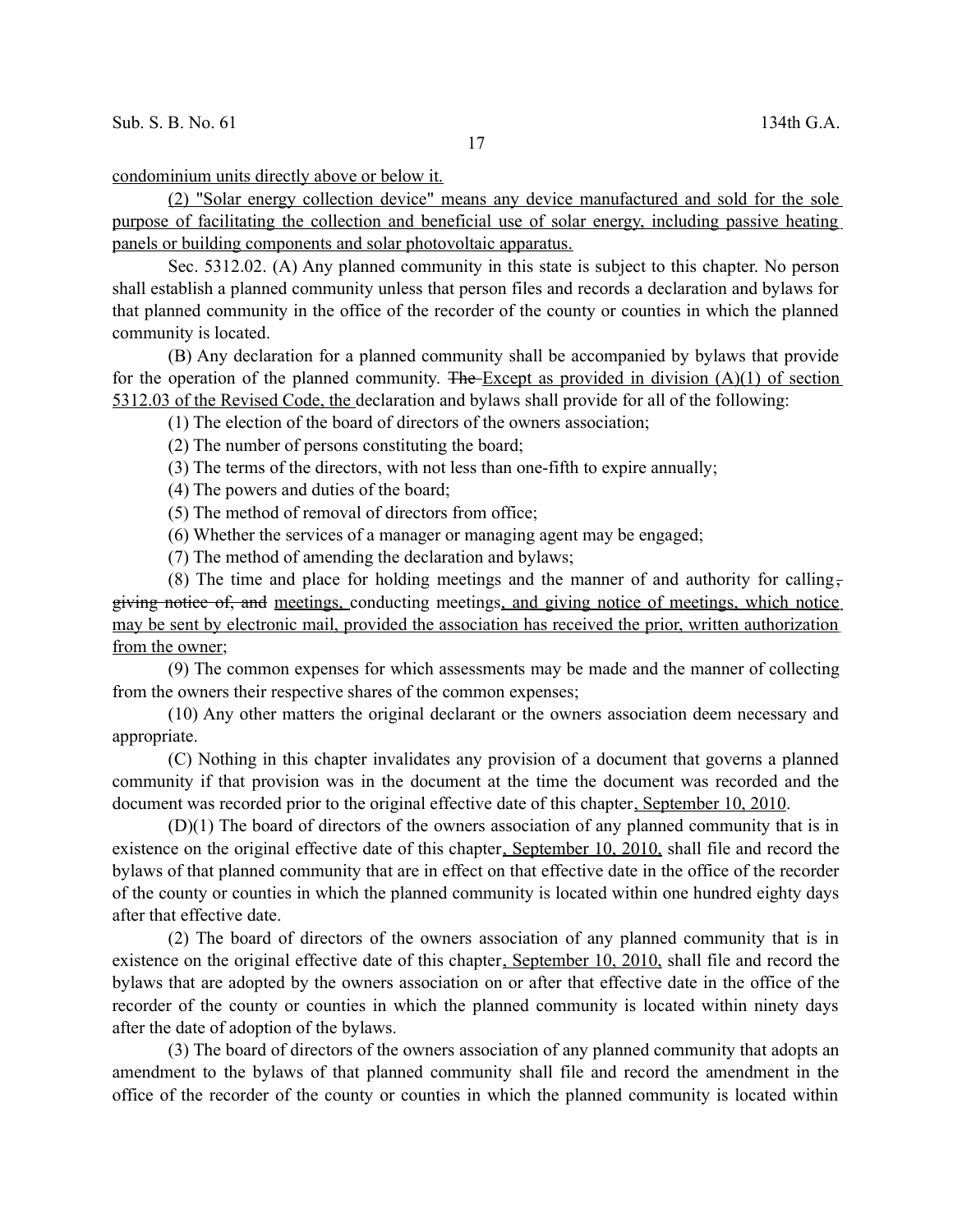condominium units directly above or below it.

(2) "Solar energy collection device" means any device manufactured and sold for the sole purpose of facilitating the collection and beneficial use of solar energy, including passive heating panels or building components and solar photovoltaic apparatus.

Sec. 5312.02. (A) Any planned community in this state is subject to this chapter. No person shall establish a planned community unless that person files and records a declaration and bylaws for that planned community in the office of the recorder of the county or counties in which the planned community is located.

(B) Any declaration for a planned community shall be accompanied by bylaws that provide for the operation of the planned community. ~~The~~ Except as provided in division (A)(1) of section 5312.03 of the Revised Code, the declaration and bylaws shall provide for all of the following:

(1) The election of the board of directors of the owners association;

(2) The number of persons constituting the board;

(3) The terms of the directors, with not less than one-fifth to expire annually;

(4) The powers and duties of the board;

(5) The method of removal of directors from office;

(6) Whether the services of a manager or managing agent may be engaged;

(7) The method of amending the declaration and bylaws;

(8) The time and place for holding meetings and the manner of and authority for calling~~, giving notice of, and~~ meetings, conducting meetings, and giving notice of meetings, which notice may be sent by electronic mail, provided the association has received the prior, written authorization from the owner;

(9) The common expenses for which assessments may be made and the manner of collecting from the owners their respective shares of the common expenses;

(10) Any other matters the original declarant or the owners association deem necessary and appropriate.

(C) Nothing in this chapter invalidates any provision of a document that governs a planned community if that provision was in the document at the time the document was recorded and the document was recorded prior to the original effective date of this chapter, September 10, 2010.

(D)(1) The board of directors of the owners association of any planned community that is in existence on the original effective date of this chapter, September 10, 2010, shall file and record the bylaws of that planned community that are in effect on that effective date in the office of the recorder of the county or counties in which the planned community is located within one hundred eighty days after that effective date.

(2) The board of directors of the owners association of any planned community that is in existence on the original effective date of this chapter, September 10, 2010, shall file and record the bylaws that are adopted by the owners association on or after that effective date in the office of the recorder of the county or counties in which the planned community is located within ninety days after the date of adoption of the bylaws.

(3) The board of directors of the owners association of any planned community that adopts an amendment to the bylaws of that planned community shall file and record the amendment in the office of the recorder of the county or counties in which the planned community is located within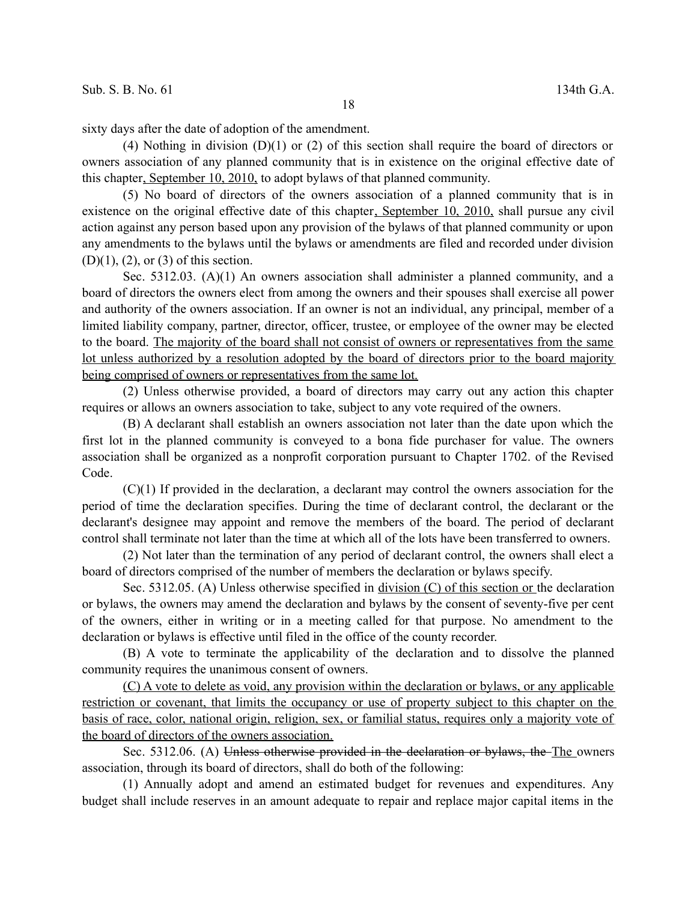sixty days after the date of adoption of the amendment.

(4) Nothing in division (D)(1) or (2) of this section shall require the board of directors or owners association of any planned community that is in existence on the original effective date of this chapter, September 10, 2010, to adopt bylaws of that planned community.

(5) No board of directors of the owners association of a planned community that is in existence on the original effective date of this chapter, September 10, 2010, shall pursue any civil action against any person based upon any provision of the bylaws of that planned community or upon any amendments to the bylaws until the bylaws or amendments are filed and recorded under division (D)(1), (2), or (3) of this section.

Sec. 5312.03. (A)(1) An owners association shall administer a planned community, and a board of directors the owners elect from among the owners and their spouses shall exercise all power and authority of the owners association. If an owner is not an individual, any principal, member of a limited liability company, partner, director, officer, trustee, or employee of the owner may be elected to the board. The majority of the board shall not consist of owners or representatives from the same lot unless authorized by a resolution adopted by the board of directors prior to the board majority being comprised of owners or representatives from the same lot.

(2) Unless otherwise provided, a board of directors may carry out any action this chapter requires or allows an owners association to take, subject to any vote required of the owners.

(B) A declarant shall establish an owners association not later than the date upon which the first lot in the planned community is conveyed to a bona fide purchaser for value. The owners association shall be organized as a nonprofit corporation pursuant to Chapter 1702. of the Revised Code.

(C)(1) If provided in the declaration, a declarant may control the owners association for the period of time the declaration specifies. During the time of declarant control, the declarant or the declarant's designee may appoint and remove the members of the board. The period of declarant control shall terminate not later than the time at which all of the lots have been transferred to owners.

(2) Not later than the termination of any period of declarant control, the owners shall elect a board of directors comprised of the number of members the declaration or bylaws specify.

Sec. 5312.05. (A) Unless otherwise specified in division (C) of this section or the declaration or bylaws, the owners may amend the declaration and bylaws by the consent of seventy-five per cent of the owners, either in writing or in a meeting called for that purpose. No amendment to the declaration or bylaws is effective until filed in the office of the county recorder.

(B) A vote to terminate the applicability of the declaration and to dissolve the planned community requires the unanimous consent of owners.

(C) A vote to delete as void, any provision within the declaration or bylaws, or any applicable restriction or covenant, that limits the occupancy or use of property subject to this chapter on the basis of race, color, national origin, religion, sex, or familial status, requires only a majority vote of the board of directors of the owners association.

Sec. 5312.06. (A) ~~Unless otherwise provided in the declaration or bylaws, the~~ The owners association, through its board of directors, shall do both of the following:

(1) Annually adopt and amend an estimated budget for revenues and expenditures. Any budget shall include reserves in an amount adequate to repair and replace major capital items in the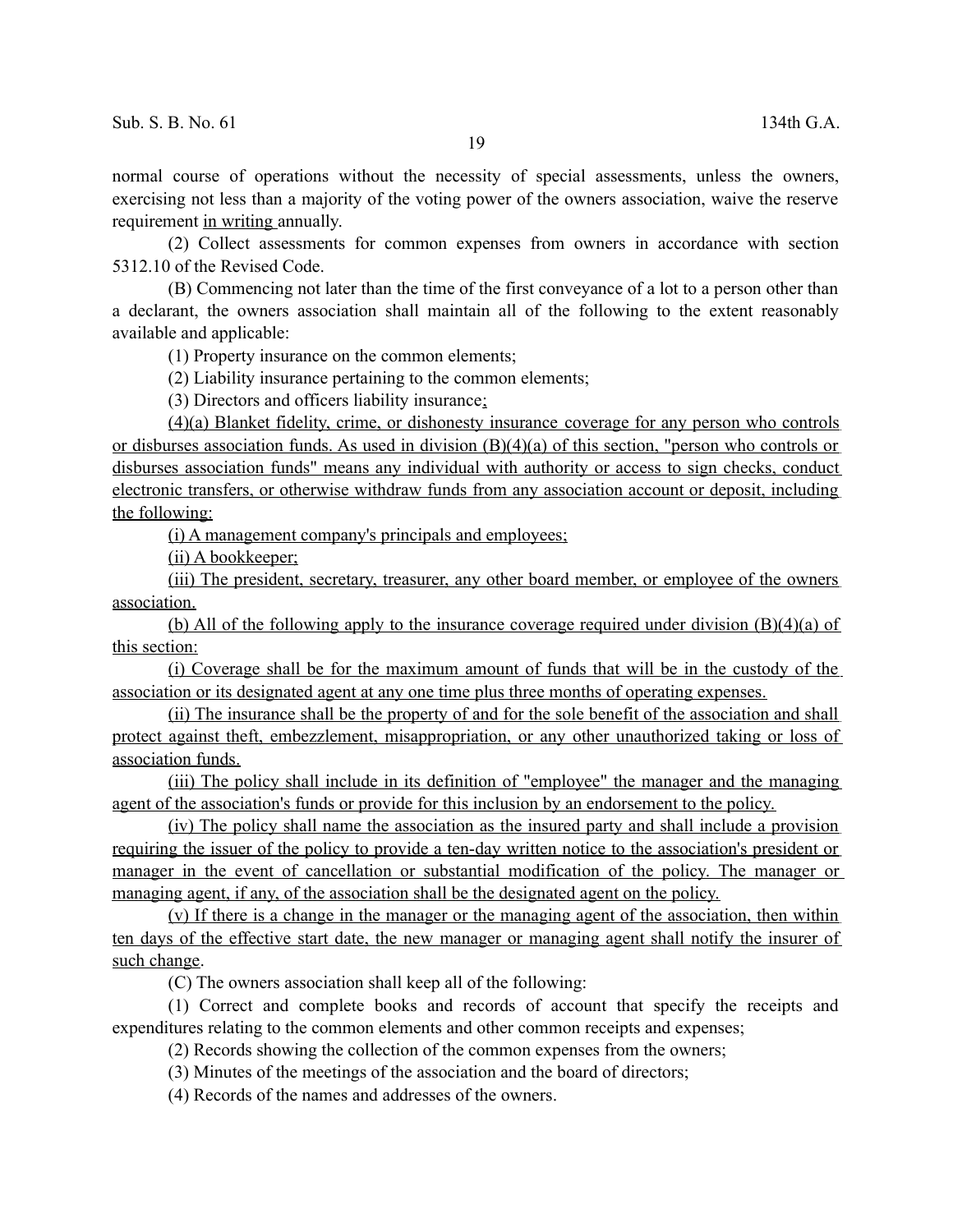normal course of operations without the necessity of special assessments, unless the owners, exercising not less than a majority of the voting power of the owners association, waive the reserve requirement in writing annually.

(2) Collect assessments for common expenses from owners in accordance with section 5312.10 of the Revised Code.

(B) Commencing not later than the time of the first conveyance of a lot to a person other than a declarant, the owners association shall maintain all of the following to the extent reasonably available and applicable:

(1) Property insurance on the common elements;

(2) Liability insurance pertaining to the common elements;

(3) Directors and officers liability insurance;

(4)(a) Blanket fidelity, crime, or dishonesty insurance coverage for any person who controls or disburses association funds. As used in division (B)(4)(a) of this section, "person who controls or disburses association funds" means any individual with authority or access to sign checks, conduct electronic transfers, or otherwise withdraw funds from any association account or deposit, including the following:

(i) A management company's principals and employees;

(ii) A bookkeeper;

(iii) The president, secretary, treasurer, any other board member, or employee of the owners association.

(b) All of the following apply to the insurance coverage required under division (B)(4)(a) of this section:

(i) Coverage shall be for the maximum amount of funds that will be in the custody of the association or its designated agent at any one time plus three months of operating expenses.

(ii) The insurance shall be the property of and for the sole benefit of the association and shall protect against theft, embezzlement, misappropriation, or any other unauthorized taking or loss of association funds.

(iii) The policy shall include in its definition of "employee" the manager and the managing agent of the association's funds or provide for this inclusion by an endorsement to the policy.

(iv) The policy shall name the association as the insured party and shall include a provision requiring the issuer of the policy to provide a ten-day written notice to the association's president or manager in the event of cancellation or substantial modification of the policy. The manager or managing agent, if any, of the association shall be the designated agent on the policy.

(v) If there is a change in the manager or the managing agent of the association, then within ten days of the effective start date, the new manager or managing agent shall notify the insurer of such change.

(C) The owners association shall keep all of the following:

(1) Correct and complete books and records of account that specify the receipts and expenditures relating to the common elements and other common receipts and expenses;

(2) Records showing the collection of the common expenses from the owners;

(3) Minutes of the meetings of the association and the board of directors;

(4) Records of the names and addresses of the owners.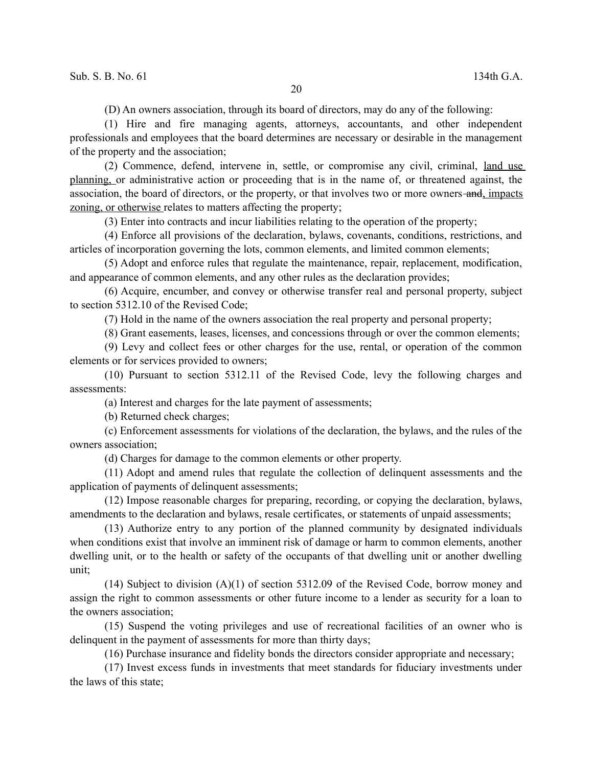(D) An owners association, through its board of directors, may do any of the following:

(1) Hire and fire managing agents, attorneys, accountants, and other independent professionals and employees that the board determines are necessary or desirable in the management of the property and the association;

(2) Commence, defend, intervene in, settle, or compromise any civil, criminal, land use planning, or administrative action or proceeding that is in the name of, or threatened against, the association, the board of directors, or the property, or that involves two or more owners ~~and~~, impacts zoning, or otherwise relates to matters affecting the property;

(3) Enter into contracts and incur liabilities relating to the operation of the property;

(4) Enforce all provisions of the declaration, bylaws, covenants, conditions, restrictions, and articles of incorporation governing the lots, common elements, and limited common elements;

(5) Adopt and enforce rules that regulate the maintenance, repair, replacement, modification, and appearance of common elements, and any other rules as the declaration provides;

(6) Acquire, encumber, and convey or otherwise transfer real and personal property, subject to section 5312.10 of the Revised Code;

(7) Hold in the name of the owners association the real property and personal property;

(8) Grant easements, leases, licenses, and concessions through or over the common elements;

(9) Levy and collect fees or other charges for the use, rental, or operation of the common elements or for services provided to owners;

(10) Pursuant to section 5312.11 of the Revised Code, levy the following charges and assessments:

(a) Interest and charges for the late payment of assessments;

(b) Returned check charges;

(c) Enforcement assessments for violations of the declaration, the bylaws, and the rules of the owners association;

(d) Charges for damage to the common elements or other property.

(11) Adopt and amend rules that regulate the collection of delinquent assessments and the application of payments of delinquent assessments;

(12) Impose reasonable charges for preparing, recording, or copying the declaration, bylaws, amendments to the declaration and bylaws, resale certificates, or statements of unpaid assessments;

(13) Authorize entry to any portion of the planned community by designated individuals when conditions exist that involve an imminent risk of damage or harm to common elements, another dwelling unit, or to the health or safety of the occupants of that dwelling unit or another dwelling unit;

(14) Subject to division (A)(1) of section 5312.09 of the Revised Code, borrow money and assign the right to common assessments or other future income to a lender as security for a loan to the owners association;

(15) Suspend the voting privileges and use of recreational facilities of an owner who is delinquent in the payment of assessments for more than thirty days;

(16) Purchase insurance and fidelity bonds the directors consider appropriate and necessary;

(17) Invest excess funds in investments that meet standards for fiduciary investments under the laws of this state;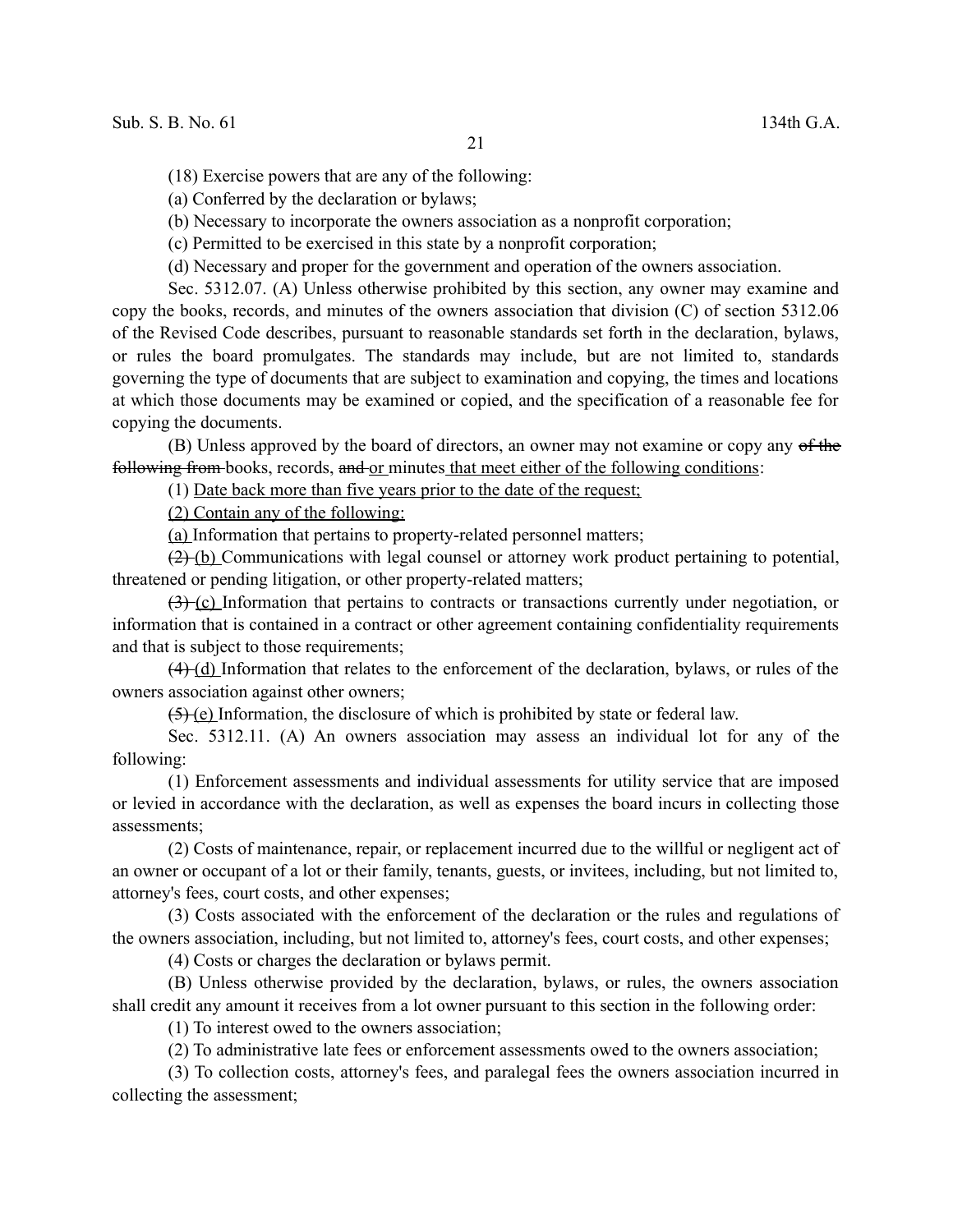(18) Exercise powers that are any of the following:

(a) Conferred by the declaration or bylaws;

(b) Necessary to incorporate the owners association as a nonprofit corporation;

(c) Permitted to be exercised in this state by a nonprofit corporation;

(d) Necessary and proper for the government and operation of the owners association.

Sec. 5312.07. (A) Unless otherwise prohibited by this section, any owner may examine and copy the books, records, and minutes of the owners association that division (C) of section 5312.06 of the Revised Code describes, pursuant to reasonable standards set forth in the declaration, bylaws, or rules the board promulgates. The standards may include, but are not limited to, standards governing the type of documents that are subject to examination and copying, the times and locations at which those documents may be examined or copied, and the specification of a reasonable fee for copying the documents.

(B) Unless approved by the board of directors, an owner may not examine or copy any ~~of the following from~~ books, records, ~~and~~ <u>or</u> minutes <u>that meet either of the following conditions</u>:

(1) <u>Date back more than five years prior to the date of the request;</u>

<u>(2) Contain any of the following:</u>

<u>(a)</u> Information that pertains to property-related personnel matters;

~~(2)~~ <u>(b)</u> Communications with legal counsel or attorney work product pertaining to potential, threatened or pending litigation, or other property-related matters;

~~(3)~~ <u>(c)</u> Information that pertains to contracts or transactions currently under negotiation, or information that is contained in a contract or other agreement containing confidentiality requirements and that is subject to those requirements;

~~(4)~~ <u>(d)</u> Information that relates to the enforcement of the declaration, bylaws, or rules of the owners association against other owners;

~~(5)~~ <u>(e)</u> Information, the disclosure of which is prohibited by state or federal law.

Sec. 5312.11. (A) An owners association may assess an individual lot for any of the following:

(1) Enforcement assessments and individual assessments for utility service that are imposed or levied in accordance with the declaration, as well as expenses the board incurs in collecting those assessments;

(2) Costs of maintenance, repair, or replacement incurred due to the willful or negligent act of an owner or occupant of a lot or their family, tenants, guests, or invitees, including, but not limited to, attorney's fees, court costs, and other expenses;

(3) Costs associated with the enforcement of the declaration or the rules and regulations of the owners association, including, but not limited to, attorney's fees, court costs, and other expenses;

(4) Costs or charges the declaration or bylaws permit.

(B) Unless otherwise provided by the declaration, bylaws, or rules, the owners association shall credit any amount it receives from a lot owner pursuant to this section in the following order:

(1) To interest owed to the owners association;

(2) To administrative late fees or enforcement assessments owed to the owners association;

(3) To collection costs, attorney's fees, and paralegal fees the owners association incurred in collecting the assessment;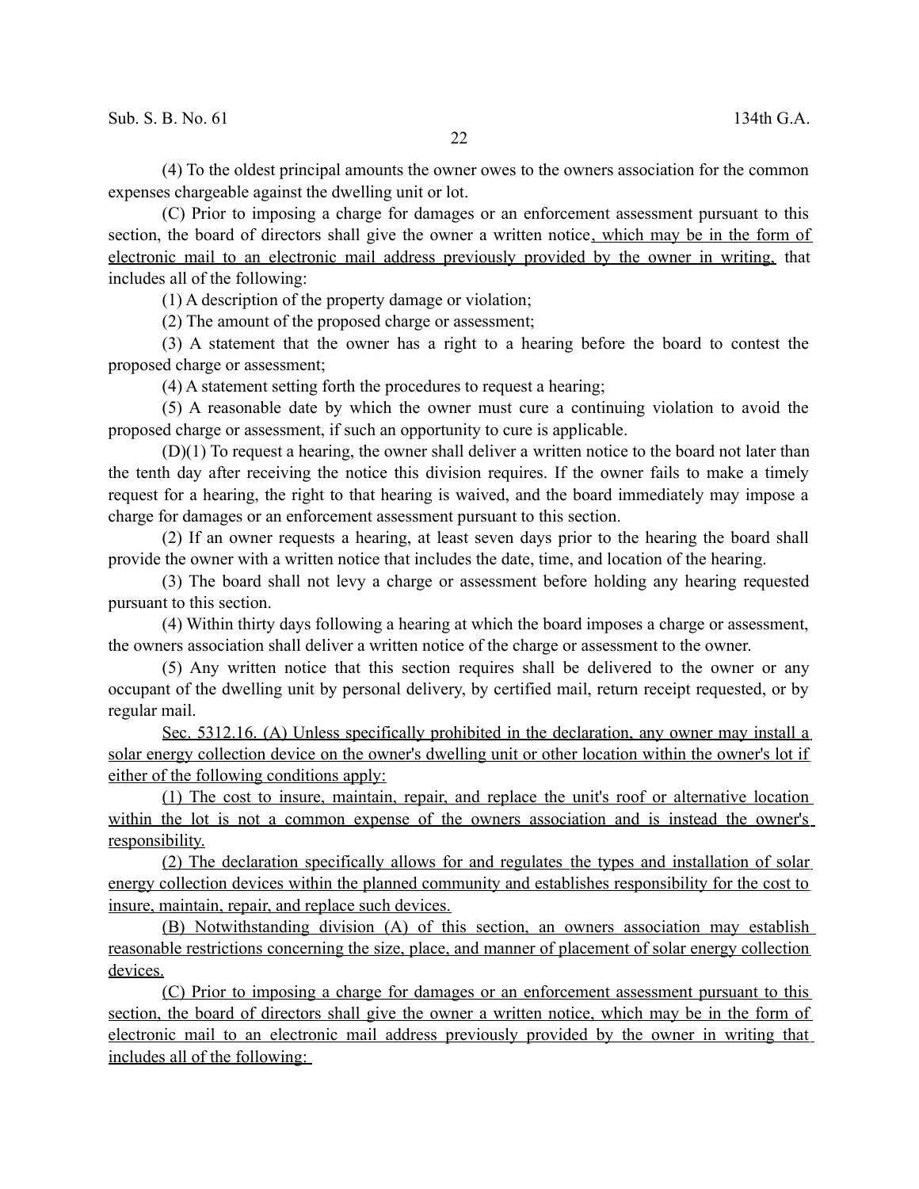(4) To the oldest principal amounts the owner owes to the owners association for the common expenses chargeable against the dwelling unit or lot.

(C) Prior to imposing a charge for damages or an enforcement assessment pursuant to this section, the board of directors shall give the owner a written notice, which may be in the form of electronic mail to an electronic mail address previously provided by the owner in writing, that includes all of the following:

(1) A description of the property damage or violation;

(2) The amount of the proposed charge or assessment;

(3) A statement that the owner has a right to a hearing before the board to contest the proposed charge or assessment;

(4) A statement setting forth the procedures to request a hearing;

(5) A reasonable date by which the owner must cure a continuing violation to avoid the proposed charge or assessment, if such an opportunity to cure is applicable.

(D)(1) To request a hearing, the owner shall deliver a written notice to the board not later than the tenth day after receiving the notice this division requires. If the owner fails to make a timely request for a hearing, the right to that hearing is waived, and the board immediately may impose a charge for damages or an enforcement assessment pursuant to this section.

(2) If an owner requests a hearing, at least seven days prior to the hearing the board shall provide the owner with a written notice that includes the date, time, and location of the hearing.

(3) The board shall not levy a charge or assessment before holding any hearing requested pursuant to this section.

(4) Within thirty days following a hearing at which the board imposes a charge or assessment, the owners association shall deliver a written notice of the charge or assessment to the owner.

(5) Any written notice that this section requires shall be delivered to the owner or any occupant of the dwelling unit by personal delivery, by certified mail, return receipt requested, or by regular mail.

Sec. 5312.16. (A) Unless specifically prohibited in the declaration, any owner may install a solar energy collection device on the owner's dwelling unit or other location within the owner's lot if either of the following conditions apply:

(1) The cost to insure, maintain, repair, and replace the unit's roof or alternative location within the lot is not a common expense of the owners association and is instead the owner's responsibility.

(2) The declaration specifically allows for and regulates the types and installation of solar energy collection devices within the planned community and establishes responsibility for the cost to insure, maintain, repair, and replace such devices.

(B) Notwithstanding division (A) of this section, an owners association may establish reasonable restrictions concerning the size, place, and manner of placement of solar energy collection devices.

(C) Prior to imposing a charge for damages or an enforcement assessment pursuant to this section, the board of directors shall give the owner a written notice, which may be in the form of electronic mail to an electronic mail address previously provided by the owner in writing that includes all of the following: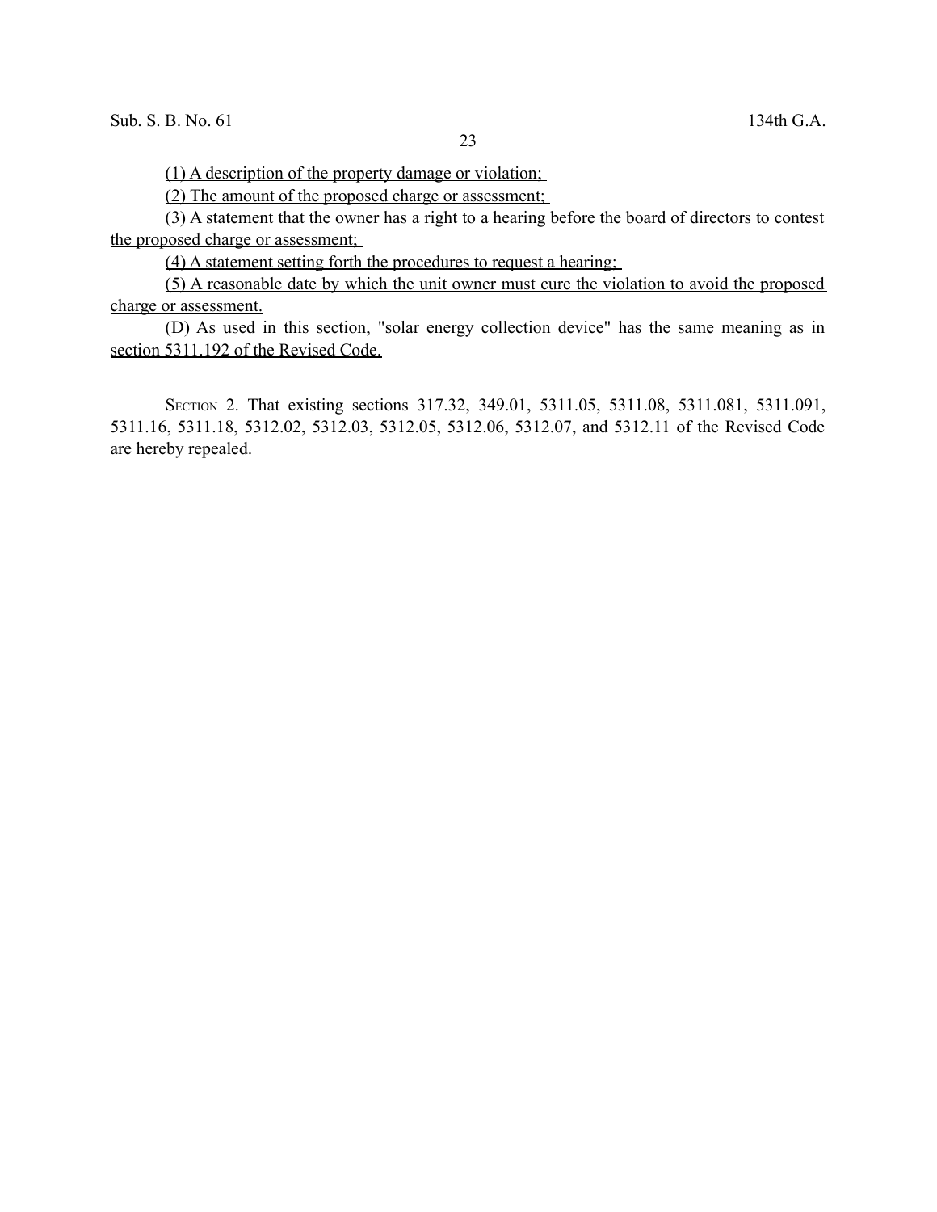(1) A description of the property damage or violation;

(2) The amount of the proposed charge or assessment;

(3) A statement that the owner has a right to a hearing before the board of directors to contest the proposed charge or assessment;

(4) A statement setting forth the procedures to request a hearing;

(5) A reasonable date by which the unit owner must cure the violation to avoid the proposed charge or assessment.

(D) As used in this section, "solar energy collection device" has the same meaning as in section 5311.192 of the Revised Code.

SECTION 2. That existing sections 317.32, 349.01, 5311.05, 5311.08, 5311.081, 5311.091, 5311.16, 5311.18, 5312.02, 5312.03, 5312.05, 5312.06, 5312.07, and 5312.11 of the Revised Code are hereby repealed.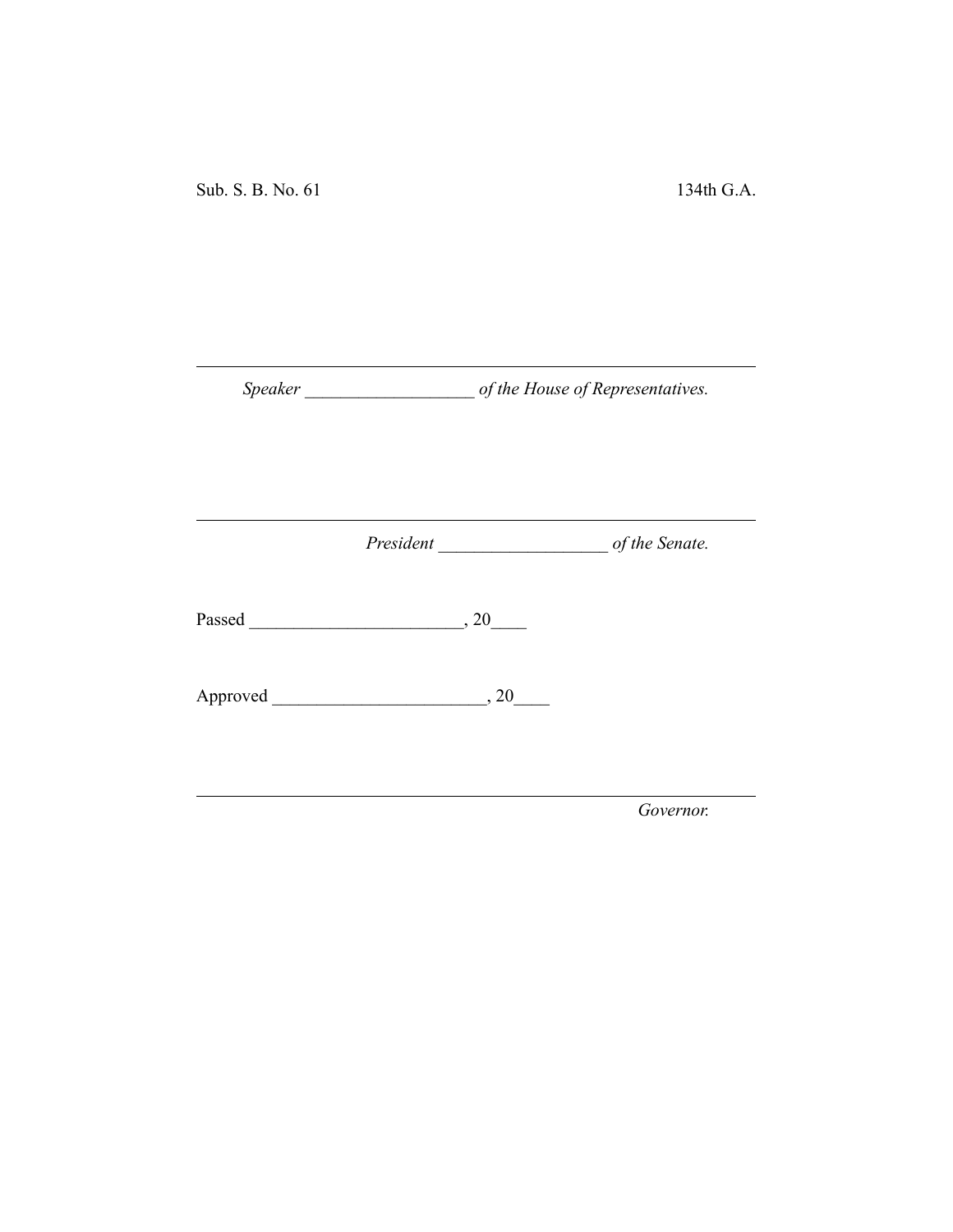Sub. S. B. No. 61 134th G.A.

---

*Speaker* ___________________ *of the House of Representatives.*

---

*President* ___________________ *of the Senate.*

Passed ________________________, 20____

Approved ________________________, 20____

---

*Governor.*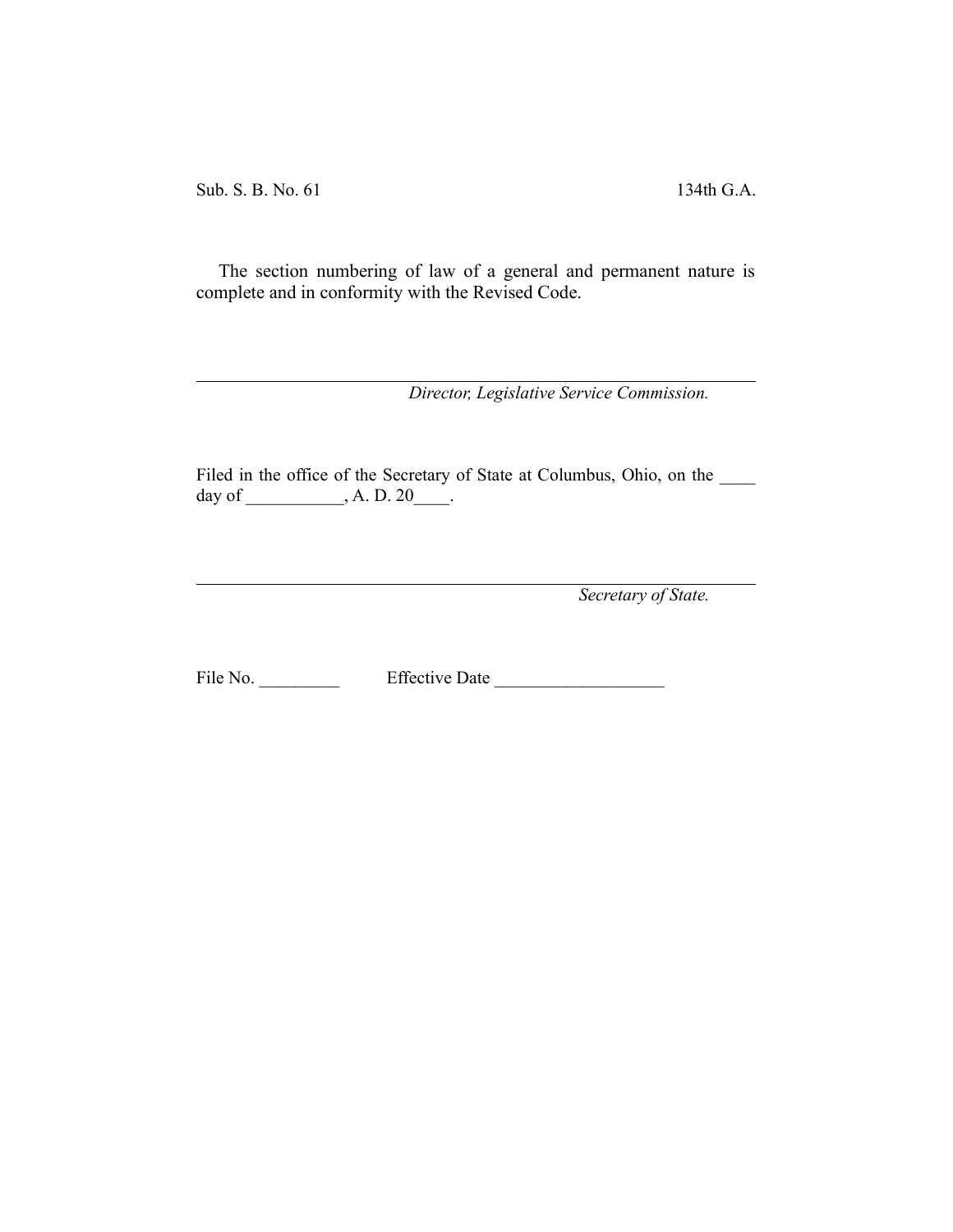Sub. S. B. No. 61 134th G.A.

The section numbering of law of a general and permanent nature is complete and in conformity with the Revised Code.

______________________________________________________

*Director, Legislative Service Commission.*

Filed in the office of the Secretary of State at Columbus, Ohio, on the ____ day of ___________, A. D. 20____.

______________________________________________________

*Secretary of State.*

File No. _________ Effective Date ___________________